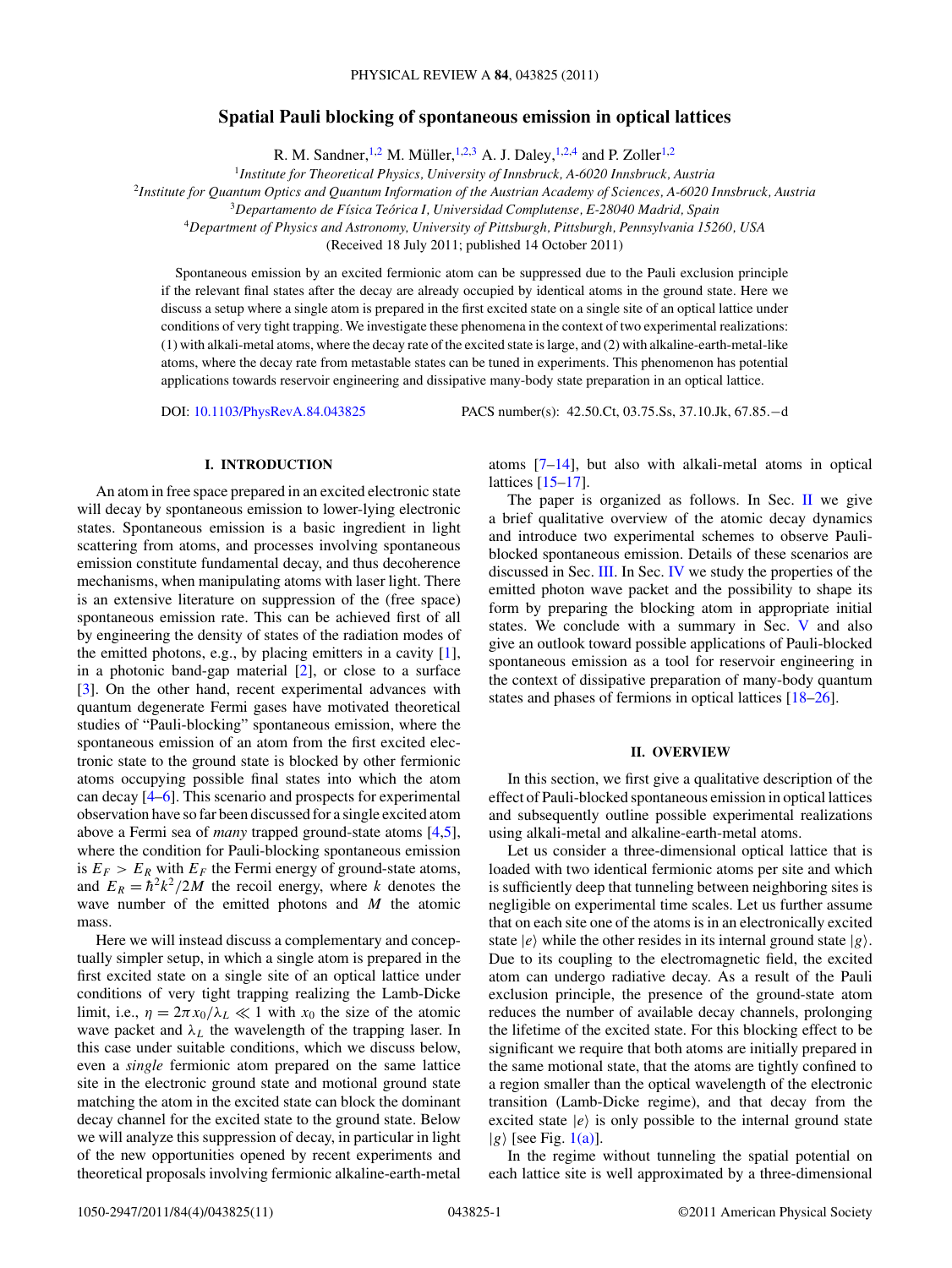# Spatial Pauli blocking of spontaneous emission in optical lattices

R. M. Sandner,[1,2] M. Müller,[1,2,3] A. J. Daley,[1,2,4] and P. Zoller[1,2]

[1]*Institute for Theoretical Physics, University of Innsbruck, A-6020 Innsbruck, Austria*
[2]*Institute for Quantum Optics and Quantum Information of the Austrian Academy of Sciences, A-6020 Innsbruck, Austria*
[3]*Departamento de Física Teórica I, Universidad Complutense, E-28040 Madrid, Spain*
[4]*Department of Physics and Astronomy, University of Pittsburgh, Pittsburgh, Pennsylvania 15260, USA*

(Received 18 July 2011; published 14 October 2011)

Spontaneous emission by an excited fermionic atom can be suppressed due to the Pauli exclusion principle if the relevant final states after the decay are already occupied by identical atoms in the ground state. Here we discuss a setup where a single atom is prepared in the first excited state on a single site of an optical lattice under conditions of very tight trapping. We investigate these phenomena in the context of two experimental realizations: (1) with alkali-metal atoms, where the decay rate of the excited state is large, and (2) with alkaline-earth-metal-like atoms, where the decay rate from metastable states can be tuned in experiments. This phenomenon has potential applications towards reservoir engineering and dissipative many-body state preparation in an optical lattice.

DOI: 10.1103/PhysRevA.84.043825 PACS number(s): 42.50.Ct, 03.75.Ss, 37.10.Jk, 67.85.−d

## I. INTRODUCTION

An atom in free space prepared in an excited electronic state will decay by spontaneous emission to lower-lying electronic states. Spontaneous emission is a basic ingredient in light scattering from atoms, and processes involving spontaneous emission constitute fundamental decay, and thus decoherence mechanisms, when manipulating atoms with laser light. There is an extensive literature on suppression of the (free space) spontaneous emission rate. This can be achieved first of all by engineering the density of states of the radiation modes of the emitted photons, e.g., by placing emitters in a cavity [1], in a photonic band-gap material [2], or close to a surface [3]. On the other hand, recent experimental advances with quantum degenerate Fermi gases have motivated theoretical studies of "Pauli-blocking" spontaneous emission, where the spontaneous emission of an atom from the first excited electronic state to the ground state is blocked by other fermionic atoms occupying possible final states into which the atom can decay [4–6]. This scenario and prospects for experimental observation have so far been discussed for a single excited atom above a Fermi sea of *many* trapped ground-state atoms [4,5], where the condition for Pauli-blocking spontaneous emission is $E_F > E_R$ with $E_F$ the Fermi energy of ground-state atoms, and $E_R = \hbar^2 k^2/2M$ the recoil energy, where $k$ denotes the wave number of the emitted photons and $M$ the atomic mass.

Here we will instead discuss a complementary and conceptually simpler setup, in which a single atom is prepared in the first excited state on a single site of an optical lattice under conditions of very tight trapping realizing the Lamb-Dicke limit, i.e., $\eta = 2\pi x_0/\lambda_L \ll 1$ with $x_0$ the size of the atomic wave packet and $\lambda_L$ the wavelength of the trapping laser. In this case under suitable conditions, which we discuss below, even a *single* fermionic atom prepared on the same lattice site in the electronic ground state and motional ground state matching the atom in the excited state can block the dominant decay channel for the excited state to the ground state. Below we will analyze this suppression of decay, in particular in light of the new opportunities opened by recent experiments and theoretical proposals involving fermionic alkaline-earth-metal atoms [7–14], but also with alkali-metal atoms in optical lattices [15–17].

The paper is organized as follows. In Sec. II we give a brief qualitative overview of the atomic decay dynamics and introduce two experimental schemes to observe Pauli-blocked spontaneous emission. Details of these scenarios are discussed in Sec. III. In Sec. IV we study the properties of the emitted photon wave packet and the possibility to shape its form by preparing the blocking atom in appropriate initial states. We conclude with a summary in Sec. V and also give an outlook toward possible applications of Pauli-blocked spontaneous emission as a tool for reservoir engineering in the context of dissipative preparation of many-body quantum states and phases of fermions in optical lattices [18–26].

## II. OVERVIEW

In this section, we first give a qualitative description of the effect of Pauli-blocked spontaneous emission in optical lattices and subsequently outline possible experimental realizations using alkali-metal and alkaline-earth-metal atoms.

Let us consider a three-dimensional optical lattice that is loaded with two identical fermionic atoms per site and which is sufficiently deep that tunneling between neighboring sites is negligible on experimental time scales. Let us further assume that on each site one of the atoms is in an electronically excited state $|e\rangle$ while the other resides in its internal ground state $|g\rangle$. Due to its coupling to the electromagnetic field, the excited atom can undergo radiative decay. As a result of the Pauli exclusion principle, the presence of the ground-state atom reduces the number of available decay channels, prolonging the lifetime of the excited state. For this blocking effect to be significant we require that both atoms are initially prepared in the same motional state, that the atoms are tightly confined to a region smaller than the optical wavelength of the electronic transition (Lamb-Dicke regime), and that decay from the excited state $|e\rangle$ is only possible to the internal ground state $|g\rangle$ [see Fig. 1(a)].

In the regime without tunneling the spatial potential on each lattice site is well approximated by a three-dimensional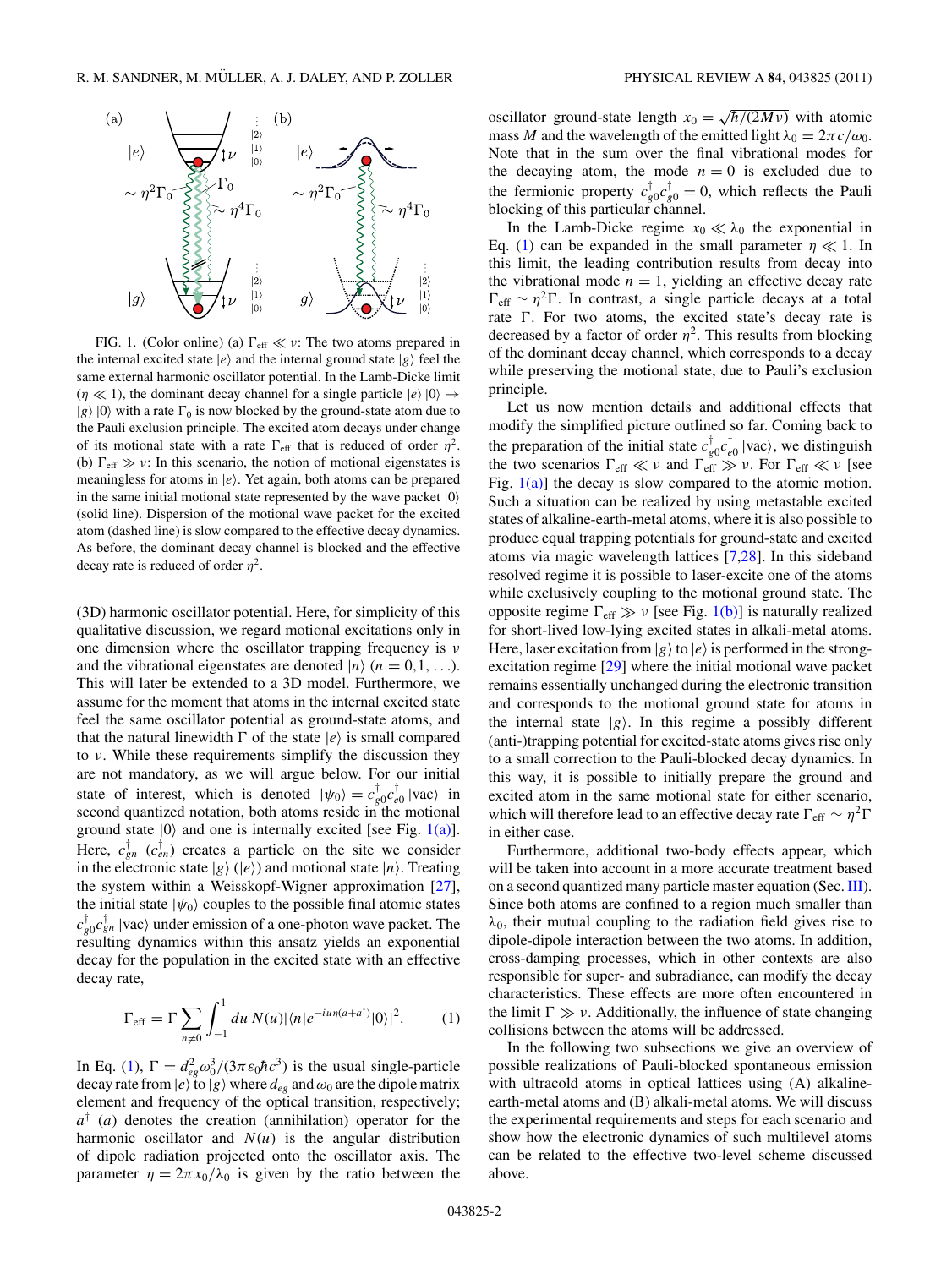FIG. 1. (Color online) (a) $\Gamma_{\text{eff}} \ll \nu$: The two atoms prepared in the internal excited state $|e\rangle$ and the internal ground state $|g\rangle$ feel the same external harmonic oscillator potential. In the Lamb-Dicke limit ($\eta \ll 1$), the dominant decay channel for a single particle $|e\rangle\,|0\rangle \to |g\rangle\,|0\rangle$ with a rate $\Gamma_0$ is now blocked by the ground-state atom due to the Pauli exclusion principle. The excited atom decays under change of its motional state with a rate $\Gamma_{\text{eff}}$ that is reduced of order $\eta^2$. (b) $\Gamma_{\text{eff}} \gg \nu$: In this scenario, the notion of motional eigenstates is meaningless for atoms in $|e\rangle$. Yet again, both atoms can be prepared in the same initial motional state represented by the wave packet $|0\rangle$ (solid line). Dispersion of the motional wave packet for the excited atom (dashed line) is slow compared to the effective decay dynamics. As before, the dominant decay channel is blocked and the effective decay rate is reduced of order $\eta^2$.

(3D) harmonic oscillator potential. Here, for simplicity of this qualitative discussion, we regard motional excitations only in one dimension where the oscillator trapping frequency is $\nu$ and the vibrational eigenstates are denoted $|n\rangle$ ($n = 0,1,\ldots$). This will later be extended to a 3D model. Furthermore, we assume for the moment that atoms in the internal excited state feel the same oscillator potential as ground-state atoms, and that the natural linewidth $\Gamma$ of the state $|e\rangle$ is small compared to $\nu$. While these requirements simplify the discussion they are not mandatory, as we will argue below. For our initial state of interest, which is denoted $|\psi_0\rangle = c^\dagger_{g0}c^\dagger_{e0}\,|\text{vac}\rangle$ in second quantized notation, both atoms reside in the motional ground state $|0\rangle$ and one is internally excited [see Fig. 1(a)]. Here, $c^\dagger_{gn}$ ($c^\dagger_{en}$) creates a particle on the site we consider in the electronic state $|g\rangle$ ($|e\rangle$) and motional state $|n\rangle$. Treating the system within a Weisskopf-Wigner approximation [27], the initial state $|\psi_0\rangle$ couples to the possible final atomic states $c^\dagger_{g0}c^\dagger_{gn}\,|\text{vac}\rangle$ under emission of a one-photon wave packet. The resulting dynamics within this ansatz yields an exponential decay for the population in the excited state with an effective decay rate,

$$\Gamma_{\text{eff}} = \Gamma \sum_{n\neq 0} \int_{-1}^{1} du\, N(u) |\langle n|e^{-iu\eta(a+a^\dagger)}|0\rangle|^2. \tag{1}$$

In Eq. (1), $\Gamma = d_{eg}^2\omega_0^3/(3\pi\varepsilon_0\hbar c^3)$ is the usual single-particle decay rate from $|e\rangle$ to $|g\rangle$ where $d_{eg}$ and $\omega_0$ are the dipole matrix element and frequency of the optical transition, respectively; $a^\dagger$ ($a$) denotes the creation (annihilation) operator for the harmonic oscillator and $N(u)$ is the angular distribution of dipole radiation projected onto the oscillator axis. The parameter $\eta = 2\pi x_0/\lambda_0$ is given by the ratio between the oscillator ground-state length $x_0 = \sqrt{\hbar/(2M\nu)}$ with atomic mass $M$ and the wavelength of the emitted light $\lambda_0 = 2\pi c/\omega_0$. Note that in the sum over the final vibrational modes for the decaying atom, the mode $n = 0$ is excluded due to the fermionic property $c^\dagger_{g0}c^\dagger_{g0} = 0$, which reflects the Pauli blocking of this particular channel.

In the Lamb-Dicke regime $x_0 \ll \lambda_0$ the exponential in Eq. (1) can be expanded in the small parameter $\eta \ll 1$. In this limit, the leading contribution results from decay into the vibrational mode $n = 1$, yielding an effective decay rate $\Gamma_{\text{eff}} \sim \eta^2\Gamma$. In contrast, a single particle decays at a total rate $\Gamma$. For two atoms, the excited state's decay rate is decreased by a factor of order $\eta^2$. This results from blocking of the dominant decay channel, which corresponds to a decay while preserving the motional state, due to Pauli's exclusion principle.

Let us now mention details and additional effects that modify the simplified picture outlined so far. Coming back to the preparation of the initial state $c^\dagger_{g0}c^\dagger_{e0}\,|\text{vac}\rangle$, we distinguish the two scenarios $\Gamma_{\text{eff}} \ll \nu$ and $\Gamma_{\text{eff}} \gg \nu$. For $\Gamma_{\text{eff}} \ll \nu$ [see Fig. 1(a)] the decay is slow compared to the atomic motion. Such a situation can be realized by using metastable excited states of alkaline-earth-metal atoms, where it is also possible to produce equal trapping potentials for ground-state and excited atoms via magic wavelength lattices [7,28]. In this sideband resolved regime it is possible to laser-excite one of the atoms while exclusively coupling to the motional ground state. The opposite regime $\Gamma_{\text{eff}} \gg \nu$ [see Fig. 1(b)] is naturally realized for short-lived low-lying excited states in alkali-metal atoms. Here, laser excitation from $|g\rangle$ to $|e\rangle$ is performed in the strong-excitation regime [29] where the initial motional wave packet remains essentially unchanged during the electronic transition and corresponds to the motional ground state for atoms in the internal state $|g\rangle$. In this regime a possibly different (anti-)trapping potential for excited-state atoms gives rise only to a small correction to the Pauli-blocked decay dynamics. In this way, it is possible to initially prepare the ground and excited atom in the same motional state for either scenario, which will therefore lead to an effective decay rate $\Gamma_{\text{eff}} \sim \eta^2\Gamma$ in either case.

Furthermore, additional two-body effects appear, which will be taken into account in a more accurate treatment based on a second quantized many particle master equation (Sec. III). Since both atoms are confined to a region much smaller than $\lambda_0$, their mutual coupling to the radiation field gives rise to dipole-dipole interaction between the two atoms. In addition, cross-damping processes, which in other contexts are also responsible for super- and subradiance, can modify the decay characteristics. These effects are more often encountered in the limit $\Gamma \gg \nu$. Additionally, the influence of state changing collisions between the atoms will be addressed.

In the following two subsections we give an overview of possible realizations of Pauli-blocked spontaneous emission with ultracold atoms in optical lattices using (A) alkaline-earth-metal atoms and (B) alkali-metal atoms. We will discuss the experimental requirements and steps for each scenario and show how the electronic dynamics of such multilevel atoms can be related to the effective two-level scheme discussed above.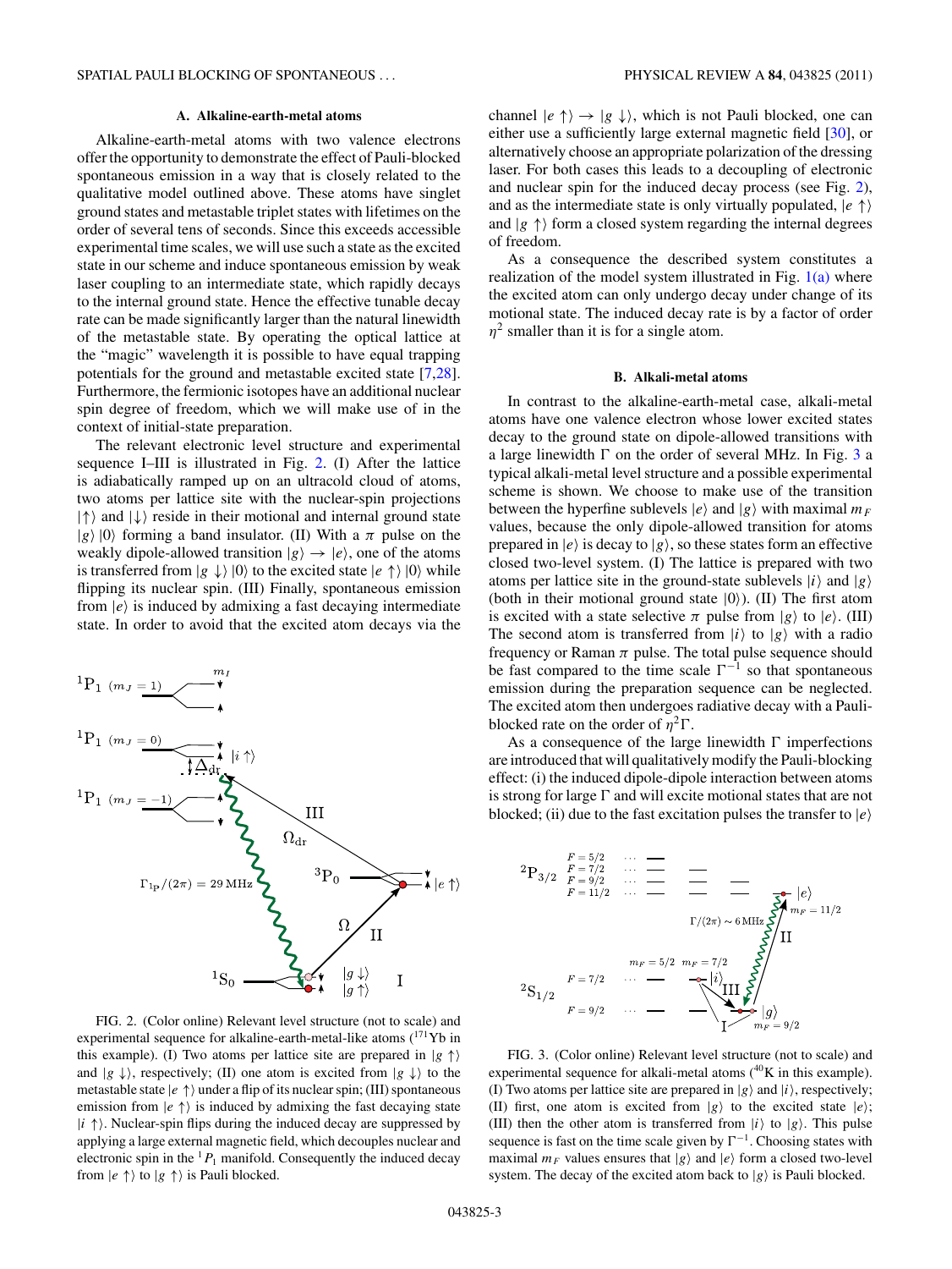### A. Alkaline-earth-metal atoms

Alkaline-earth-metal atoms with two valence electrons offer the opportunity to demonstrate the effect of Pauli-blocked spontaneous emission in a way that is closely related to the qualitative model outlined above. These atoms have singlet ground states and metastable triplet states with lifetimes on the order of several tens of seconds. Since this exceeds accessible experimental time scales, we will use such a state as the excited state in our scheme and induce spontaneous emission by weak laser coupling to an intermediate state, which rapidly decays to the internal ground state. Hence the effective tunable decay rate can be made significantly larger than the natural linewidth of the metastable state. By operating the optical lattice at the "magic" wavelength it is possible to have equal trapping potentials for the ground and metastable excited state [7,28]. Furthermore, the fermionic isotopes have an additional nuclear spin degree of freedom, which we will make use of in the context of initial-state preparation.

The relevant electronic level structure and experimental sequence I–III is illustrated in Fig. 2. (I) After the lattice is adiabatically ramped up on an ultracold cloud of atoms, two atoms per lattice site with the nuclear-spin projections $|\uparrow\rangle$ and $|\downarrow\rangle$ reside in their motional and internal ground state $|g\rangle\,|0\rangle$ forming a band insulator. (II) With a $\pi$ pulse on the weakly dipole-allowed transition $|g\rangle \rightarrow |e\rangle$, one of the atoms is transferred from $|g\downarrow\rangle\,|0\rangle$ to the excited state $|e\uparrow\rangle\,|0\rangle$ while flipping its nuclear spin. (III) Finally, spontaneous emission from $|e\rangle$ is induced by admixing a fast decaying intermediate state. In order to avoid that the excited atom decays via the channel $|e\uparrow\rangle \rightarrow |g\downarrow\rangle$, which is not Pauli blocked, one can either use a sufficiently large external magnetic field [30], or alternatively choose an appropriate polarization of the dressing laser. For both cases this leads to a decoupling of electronic and nuclear spin for the induced decay process (see Fig. 2), and as the intermediate state is only virtually populated, $|e\uparrow\rangle$ and $|g\uparrow\rangle$ form a closed system regarding the internal degrees of freedom.

As a consequence the described system constitutes a realization of the model system illustrated in Fig. 1(a) where the excited atom can only undergo decay under change of its motional state. The induced decay rate is by a factor of order $\eta^2$ smaller than it is for a single atom.

FIG. 2. (Color online) Relevant level structure (not to scale) and experimental sequence for alkaline-earth-metal-like atoms ($^{171}$Yb in this example). (I) Two atoms per lattice site are prepared in $|g\uparrow\rangle$ and $|g\downarrow\rangle$, respectively; (II) one atom is excited from $|g\downarrow\rangle$ to the metastable state $|e\uparrow\rangle$ under a flip of its nuclear spin; (III) spontaneous emission from $|e\uparrow\rangle$ is induced by admixing the fast decaying state $|i\uparrow\rangle$. Nuclear-spin flips during the induced decay are suppressed by applying a large external magnetic field, which decouples nuclear and electronic spin in the $^1P_1$ manifold. Consequently the induced decay from $|e\uparrow\rangle$ to $|g\uparrow\rangle$ is Pauli blocked.

### B. Alkali-metal atoms

In contrast to the alkaline-earth-metal case, alkali-metal atoms have one valence electron whose lower excited states decay to the ground state on dipole-allowed transitions with a large linewidth $\Gamma$ on the order of several MHz. In Fig. 3 a typical alkali-metal level structure and a possible experimental scheme is shown. We choose to make use of the transition between the hyperfine sublevels $|e\rangle$ and $|g\rangle$ with maximal $m_F$ values, because the only dipole-allowed transition for atoms prepared in $|e\rangle$ is decay to $|g\rangle$, so these states form an effective closed two-level system. (I) The lattice is prepared with two atoms per lattice site in the ground-state sublevels $|i\rangle$ and $|g\rangle$ (both in their motional ground state $|0\rangle$). (II) The first atom is excited with a state selective $\pi$ pulse from $|g\rangle$ to $|e\rangle$. (III) The second atom is transferred from $|i\rangle$ to $|g\rangle$ with a radio frequency or Raman $\pi$ pulse. The total pulse sequence should be fast compared to the time scale $\Gamma^{-1}$ so that spontaneous emission during the preparation sequence can be neglected. The excited atom then undergoes radiative decay with a Pauli-blocked rate on the order of $\eta^2\Gamma$.

As a consequence of the large linewidth $\Gamma$ imperfections are introduced that will qualitatively modify the Pauli-blocking effect: (i) the induced dipole-dipole interaction between atoms is strong for large $\Gamma$ and will excite motional states that are not blocked; (ii) due to the fast excitation pulses the transfer to $|e\rangle$

FIG. 3. (Color online) Relevant level structure (not to scale) and experimental sequence for alkali-metal atoms ($^{40}$K in this example). (I) Two atoms per lattice site are prepared in $|g\rangle$ and $|i\rangle$, respectively; (II) first, one atom is excited from $|g\rangle$ to the excited state $|e\rangle$; (III) then the other atom is transferred from $|i\rangle$ to $|g\rangle$. This pulse sequence is fast on the time scale given by $\Gamma^{-1}$. Choosing states with maximal $m_F$ values ensures that $|g\rangle$ and $|e\rangle$ form a closed two-level system. The decay of the excited atom back to $|g\rangle$ is Pauli blocked.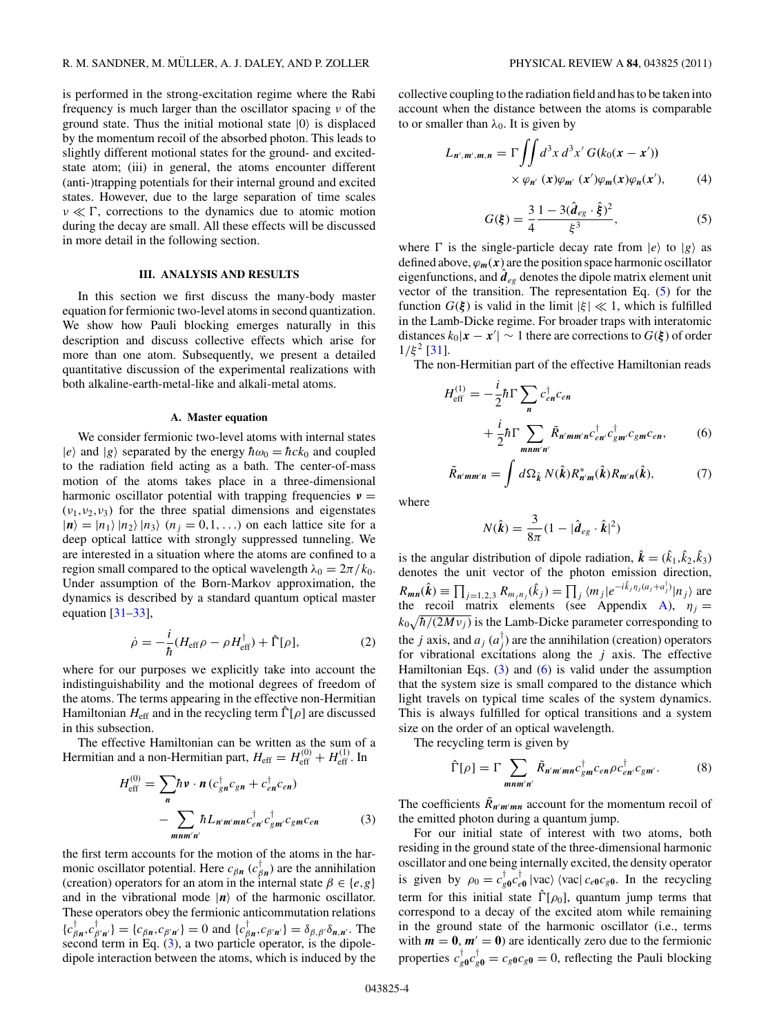is performed in the strong-excitation regime where the Rabi frequency is much larger than the oscillator spacing $\nu$ of the ground state. Thus the initial motional state $|0\rangle$ is displaced by the momentum recoil of the absorbed photon. This leads to slightly different motional states for the ground- and excited-state atom; (iii) in general, the atoms encounter different (anti-)trapping potentials for their internal ground and excited states. However, due to the large separation of time scales $\nu \ll \Gamma$, corrections to the dynamics due to atomic motion during the decay are small. All these effects will be discussed in more detail in the following section.

## III. ANALYSIS AND RESULTS

In this section we first discuss the many-body master equation for fermionic two-level atoms in second quantization. We show how Pauli blocking emerges naturally in this description and discuss collective effects which arise for more than one atom. Subsequently, we present a detailed quantitative discussion of the experimental realizations with both alkaline-earth-metal-like and alkali-metal atoms.

### A. Master equation

We consider fermionic two-level atoms with internal states $|e\rangle$ and $|g\rangle$ separated by the energy $\hbar\omega_0 = \hbar c k_0$ and coupled to the radiation field acting as a bath. The center-of-mass motion of the atoms takes place in a three-dimensional harmonic oscillator potential with trapping frequencies $\boldsymbol{\nu} = (\nu_1, \nu_2, \nu_3)$ for the three spatial dimensions and eigenstates $|\boldsymbol{n}\rangle = |n_1\rangle\,|n_2\rangle\,|n_3\rangle$ $(n_j = 0,1,\ldots)$ on each lattice site for a deep optical lattice with strongly suppressed tunneling. We are interested in a situation where the atoms are confined to a region small compared to the optical wavelength $\lambda_0 = 2\pi/k_0$. Under assumption of the Born-Markov approximation, the dynamics is described by a standard quantum optical master equation [31–33],

$$\dot{\rho} = -\frac{i}{\hbar}(H_{\text{eff}}\rho - \rho H_{\text{eff}}^{\dagger}) + \hat{\Gamma}[\rho], \tag{2}$$

where for our purposes we explicitly take into account the indistinguishability and the motional degrees of freedom of the atoms. The terms appearing in the effective non-Hermitian Hamiltonian $H_{\text{eff}}$ and in the recycling term $\hat{\Gamma}[\rho]$ are discussed in this subsection.

The effective Hamiltonian can be written as the sum of a Hermitian and a non-Hermitian part, $H_{\text{eff}} = H_{\text{eff}}^{(0)} + H_{\text{eff}}^{(1)}$. In

$$H_{\text{eff}}^{(0)} = \sum_{\boldsymbol{n}} \hbar\boldsymbol{\nu}\cdot\boldsymbol{n}\,(c_{g\boldsymbol{n}}^{\dagger}c_{g\boldsymbol{n}} + c_{e\boldsymbol{n}}^{\dagger}c_{e\boldsymbol{n}}) - \sum_{\boldsymbol{mnm'n'}} \hbar L_{\boldsymbol{n'm'mn}}\, c_{e\boldsymbol{n'}}^{\dagger}c_{g\boldsymbol{m'}}^{\dagger}c_{g\boldsymbol{m}}c_{e\boldsymbol{n}} \tag{3}$$

the first term accounts for the motion of the atoms in the harmonic oscillator potential. Here $c_{\beta\boldsymbol{n}}$ ($c_{\beta\boldsymbol{n}}^{\dagger}$) are the annihilation (creation) operators for an atom in the internal state $\beta \in \{e,g\}$ and in the vibrational mode $|\boldsymbol{n}\rangle$ of the harmonic oscillator. These operators obey the fermionic anticommutation relations $\{c_{\beta\boldsymbol{n}}^{\dagger}, c_{\beta'\boldsymbol{n'}}^{\dagger}\} = \{c_{\beta\boldsymbol{n}}, c_{\beta'\boldsymbol{n'}}\} = 0$ and $\{c_{\beta\boldsymbol{n}}^{\dagger}, c_{\beta'\boldsymbol{n'}}\} = \delta_{\beta,\beta'}\delta_{\boldsymbol{n},\boldsymbol{n'}}$. The second term in Eq. (3), a two particle operator, is the dipole-dipole interaction between the atoms, which is induced by the collective coupling to the radiation field and has to be taken into account when the distance between the atoms is comparable to or smaller than $\lambda_0$. It is given by

$$L_{\boldsymbol{n'},\boldsymbol{m'},\boldsymbol{m},\boldsymbol{n}} = \Gamma \iint d^3x\, d^3x'\, G(k_0(\boldsymbol{x}-\boldsymbol{x'})) \times \varphi_{\boldsymbol{n'}}(\boldsymbol{x})\varphi_{\boldsymbol{m'}}(\boldsymbol{x'})\varphi_{\boldsymbol{m}}(\boldsymbol{x})\varphi_{\boldsymbol{n}}(\boldsymbol{x'}), \tag{4}$$

$$G(\boldsymbol{\xi}) = \frac{3}{4}\frac{1 - 3(\hat{\boldsymbol{d}}_{eg}\cdot\hat{\boldsymbol{\xi}})^2}{\xi^3}, \tag{5}$$

where $\Gamma$ is the single-particle decay rate from $|e\rangle$ to $|g\rangle$ as defined above, $\varphi_{\boldsymbol{m}}(\boldsymbol{x})$ are the position space harmonic oscillator eigenfunctions, and $\hat{\boldsymbol{d}}_{eg}$ denotes the dipole matrix element unit vector of the transition. The representation Eq. (5) for the function $G(\boldsymbol{\xi})$ is valid in the limit $|\xi| \ll 1$, which is fulfilled in the Lamb-Dicke regime. For broader traps with interatomic distances $k_0|\boldsymbol{x}-\boldsymbol{x'}| \sim 1$ there are corrections to $G(\boldsymbol{\xi})$ of order $1/\xi^2$ [31].

The non-Hermitian part of the effective Hamiltonian reads

$$H_{\text{eff}}^{(1)} = -\frac{i}{2}\hbar\Gamma\sum_{\boldsymbol{n}} c_{e\boldsymbol{n}}^{\dagger}c_{e\boldsymbol{n}} + \frac{i}{2}\hbar\Gamma\sum_{\boldsymbol{mnm'n'}} \tilde{R}_{\boldsymbol{n'mm'n}}\, c_{e\boldsymbol{n'}}^{\dagger}c_{g\boldsymbol{m'}}^{\dagger}c_{g\boldsymbol{m}}c_{e\boldsymbol{n}}, \tag{6}$$

$$\tilde{R}_{\boldsymbol{n'mm'n}} = \int d\Omega_{\hat{\boldsymbol{k}}}\, N(\hat{\boldsymbol{k}})R_{\boldsymbol{n'm}}^{*}(\hat{\boldsymbol{k}})R_{\boldsymbol{m'n}}(\hat{\boldsymbol{k}}), \tag{7}$$

where

$$N(\hat{\boldsymbol{k}}) = \frac{3}{8\pi}(1 - |\hat{\boldsymbol{d}}_{eg}\cdot\hat{\boldsymbol{k}}|^2)$$

is the angular distribution of dipole radiation, $\hat{\boldsymbol{k}} = (\hat{k}_1, \hat{k}_2, \hat{k}_3)$ denotes the unit vector of the photon emission direction, $R_{\boldsymbol{mn}}(\hat{\boldsymbol{k}}) \equiv \prod_{j=1,2,3} R_{m_j n_j}(\hat{k}_j) = \prod_j \langle m_j|e^{-i\hat{k}_j\eta_j(a_j + a_j^{\dagger})}|n_j\rangle$ are the recoil matrix elements (see Appendix A), $\eta_j = k_0\sqrt{\hbar/(2M\nu_j)}$ is the Lamb-Dicke parameter corresponding to the $j$ axis, and $a_j$ ($a_j^{\dagger}$) are the annihilation (creation) operators for vibrational excitations along the $j$ axis. The effective Hamiltonian Eqs. (3) and (6) is valid under the assumption that the system size is small compared to the distance which light travels on typical time scales of the system dynamics. This is always fulfilled for optical transitions and a system size on the order of an optical wavelength.

The recycling term is given by

$$\hat{\Gamma}[\rho] = \Gamma\sum_{\boldsymbol{mnm'n'}} \tilde{R}_{\boldsymbol{n'm'mn}}\, c_{g\boldsymbol{m}}^{\dagger}c_{e\boldsymbol{n}}\rho\, c_{e\boldsymbol{n'}}^{\dagger}c_{g\boldsymbol{m'}}. \tag{8}$$

The coefficients $\tilde{R}_{\boldsymbol{n'm'mn}}$ account for the momentum recoil of the emitted photon during a quantum jump.

For our initial state of interest with two atoms, both residing in the ground state of the three-dimensional harmonic oscillator and one being internally excited, the density operator is given by $\rho_0 = c_{g\boldsymbol{0}}^{\dagger}c_{e\boldsymbol{0}}^{\dagger}|\text{vac}\rangle\langle\text{vac}|\,c_{e\boldsymbol{0}}c_{g\boldsymbol{0}}$. In the recycling term for this initial state $\hat{\Gamma}[\rho_0]$, quantum jump terms that correspond to a decay of the excited atom while remaining in the ground state of the harmonic oscillator (i.e., terms with $\boldsymbol{m} = \boldsymbol{0}$, $\boldsymbol{m'} = \boldsymbol{0}$) are identically zero due to the fermionic properties $c_{g\boldsymbol{0}}^{\dagger}c_{g\boldsymbol{0}}^{\dagger} = c_{g\boldsymbol{0}}c_{g\boldsymbol{0}} = 0$, reflecting the Pauli blocking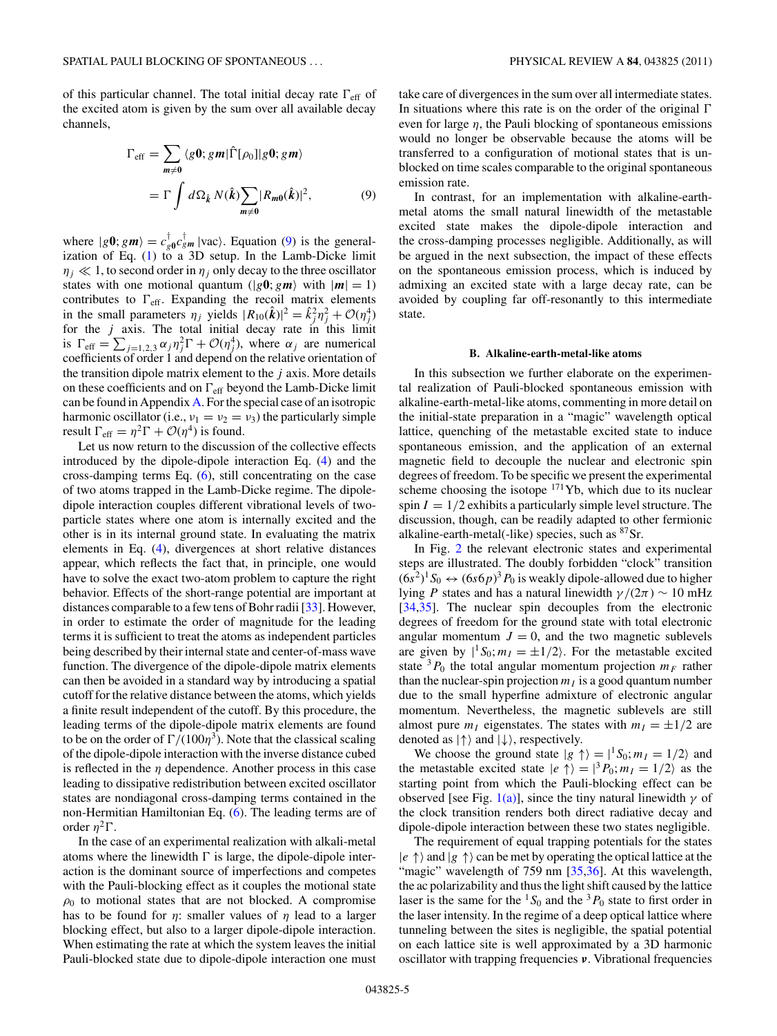of this particular channel. The total initial decay rate $\Gamma_{\rm eff}$ of the excited atom is given by the sum over all available decay channels,

$$\Gamma_{\rm eff} = \sum_{\boldsymbol{m}\neq\boldsymbol{0}} \langle g\boldsymbol{0}; g\boldsymbol{m}|\hat{\Gamma}[\rho_0]|g\boldsymbol{0}; g\boldsymbol{m}\rangle = \Gamma \int d\Omega_{\hat{\boldsymbol{k}}}\, N(\hat{\boldsymbol{k}}) \sum_{\boldsymbol{m}\neq\boldsymbol{0}} |R_{\boldsymbol{m}\boldsymbol{0}}(\hat{\boldsymbol{k}})|^2, \tag{9}$$

where $|g\boldsymbol{0}; g\boldsymbol{m}\rangle = c^\dagger_{g\boldsymbol{0}} c^\dagger_{g\boldsymbol{m}} |\text{vac}\rangle$. Equation (9) is the generalization of Eq. (1) to a 3D setup. In the Lamb-Dicke limit $\eta_j \ll 1$, to second order in $\eta_j$ only decay to the three oscillator states with one motional quantum ($|g\boldsymbol{0}; g\boldsymbol{m}\rangle$ with $|\boldsymbol{m}| = 1$) contributes to $\Gamma_{\rm eff}$. Expanding the recoil matrix elements in the small parameters $\eta_j$ yields $|R_{10}(\hat{\boldsymbol{k}})|^2 = \hat{k}_j^2 \eta_j^2 + \mathcal{O}(\eta_j^4)$ for the $j$ axis. The total initial decay rate in this limit is $\Gamma_{\rm eff} = \sum_{j=1,2,3} \alpha_j \eta_j^2 \Gamma + \mathcal{O}(\eta_j^4)$, where $\alpha_j$ are numerical coefficients of order 1 and depend on the relative orientation of the transition dipole matrix element to the $j$ axis. More details on these coefficients and on $\Gamma_{\rm eff}$ beyond the Lamb-Dicke limit can be found in Appendix A. For the special case of an isotropic harmonic oscillator (i.e., $\nu_1 = \nu_2 = \nu_3$) the particularly simple result $\Gamma_{\rm eff} = \eta^2\Gamma + \mathcal{O}(\eta^4)$ is found.

Let us now return to the discussion of the collective effects introduced by the dipole-dipole interaction Eq. (4) and the cross-damping terms Eq. (6), still concentrating on the case of two atoms trapped in the Lamb-Dicke regime. The dipole-dipole interaction couples different vibrational levels of two-particle states where one atom is internally excited and the other is in its internal ground state. In evaluating the matrix elements in Eq. (4), divergences at short relative distances appear, which reflects the fact that, in principle, one would have to solve the exact two-atom problem to capture the right behavior. Effects of the short-range potential are important at distances comparable to a few tens of Bohr radii [33]. However, in order to estimate the order of magnitude for the leading terms it is sufficient to treat the atoms as independent particles being described by their internal state and center-of-mass wave function. The divergence of the dipole-dipole matrix elements can then be avoided in a standard way by introducing a spatial cutoff for the relative distance between the atoms, which yields a finite result independent of the cutoff. By this procedure, the leading terms of the dipole-dipole matrix elements are found to be on the order of $\Gamma/(100\eta^3)$. Note that the classical scaling of the dipole-dipole interaction with the inverse distance cubed is reflected in the $\eta$ dependence. Another process in this case leading to dissipative redistribution between excited oscillator states are nondiagonal cross-damping terms contained in the non-Hermitian Hamiltonian Eq. (6). The leading terms are of order $\eta^2\Gamma$.

In the case of an experimental realization with alkali-metal atoms where the linewidth $\Gamma$ is large, the dipole-dipole interaction is the dominant source of imperfections and competes with the Pauli-blocking effect as it couples the motional state $\rho_0$ to motional states that are not blocked. A compromise has to be found for $\eta$: smaller values of $\eta$ lead to a larger blocking effect, but also to a larger dipole-dipole interaction. When estimating the rate at which the system leaves the initial Pauli-blocked state due to dipole-dipole interaction one must take care of divergences in the sum over all intermediate states. In situations where this rate is on the order of the original $\Gamma$ even for large $\eta$, the Pauli blocking of spontaneous emissions would no longer be observable because the atoms will be transferred to a configuration of motional states that is unblocked on time scales comparable to the original spontaneous emission rate.

In contrast, for an implementation with alkaline-earth-metal atoms the small natural linewidth of the metastable excited state makes the dipole-dipole interaction and the cross-damping processes negligible. Additionally, as will be argued in the next subsection, the impact of these effects on the spontaneous emission process, which is induced by admixing an excited state with a large decay rate, can be avoided by coupling far off-resonantly to this intermediate state.

### B. Alkaline-earth-metal-like atoms

In this subsection we further elaborate on the experimental realization of Pauli-blocked spontaneous emission with alkaline-earth-metal-like atoms, commenting in more detail on the initial-state preparation in a "magic" wavelength optical lattice, quenching of the metastable excited state to induce spontaneous emission, and the application of an external magnetic field to decouple the nuclear and electronic spin degrees of freedom. To be specific we present the experimental scheme choosing the isotope $^{171}$Yb, which due to its nuclear spin $I = 1/2$ exhibits a particularly simple level structure. The discussion, though, can be readily adapted to other fermionic alkaline-earth-metal(-like) species, such as $^{87}$Sr.

In Fig. 2 the relevant electronic states and experimental steps are illustrated. The doubly forbidden "clock" transition $(6s^2)^1S_0 \leftrightarrow (6s6p)^3P_0$ is weakly dipole-allowed due to higher lying $P$ states and has a natural linewidth $\gamma/(2\pi) \sim 10$ mHz [34,35]. The nuclear spin decouples from the electronic degrees of freedom for the ground state with total electronic angular momentum $J = 0$, and the two magnetic sublevels are given by $|^1S_0; m_I = \pm 1/2\rangle$. For the metastable excited state $^3P_0$ the total angular momentum projection $m_F$ rather than the nuclear-spin projection $m_I$ is a good quantum number due to the small hyperfine admixture of electronic angular momentum. Nevertheless, the magnetic sublevels are still almost pure $m_I$ eigenstates. The states with $m_I = \pm 1/2$ are denoted as $|\uparrow\rangle$ and $|\downarrow\rangle$, respectively.

We choose the ground state $|g\uparrow\rangle = |^1S_0; m_I = 1/2\rangle$ and the metastable excited state $|e\uparrow\rangle = |^3P_0; m_I = 1/2\rangle$ as the starting point from which the Pauli-blocking effect can be observed [see Fig. 1(a)], since the tiny natural linewidth $\gamma$ of the clock transition renders both direct radiative decay and dipole-dipole interaction between these two states negligible.

The requirement of equal trapping potentials for the states $|e\uparrow\rangle$ and $|g\uparrow\rangle$ can be met by operating the optical lattice at the "magic" wavelength of 759 nm [35,36]. At this wavelength, the ac polarizability and thus the light shift caused by the lattice laser is the same for the $^1S_0$ and the $^3P_0$ state to first order in the laser intensity. In the regime of a deep optical lattice where tunneling between the sites is negligible, the spatial potential on each lattice site is well approximated by a 3D harmonic oscillator with trapping frequencies $\boldsymbol{\nu}$. Vibrational frequencies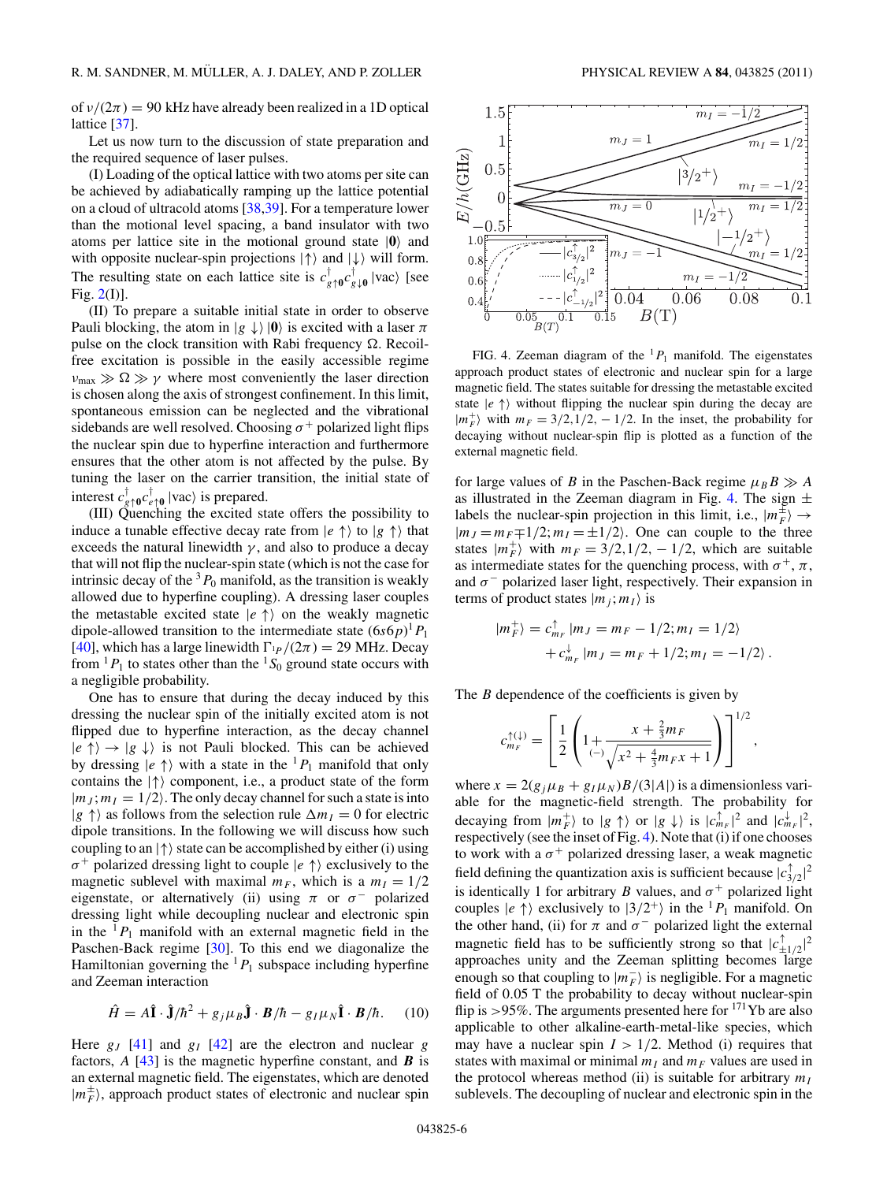of $\nu/(2\pi) = 90$ kHz have already been realized in a 1D optical lattice [37].

Let us now turn to the discussion of state preparation and the required sequence of laser pulses.

(I) Loading of the optical lattice with two atoms per site can be achieved by adiabatically ramping up the lattice potential on a cloud of ultracold atoms [38,39]. For a temperature lower than the motional level spacing, a band insulator with two atoms per lattice site in the motional ground state $|\mathbf{0}\rangle$ and with opposite nuclear-spin projections $|\uparrow\rangle$ and $|\downarrow\rangle$ will form. The resulting state on each lattice site is $c^\dagger_{g\uparrow\mathbf{0}} c^\dagger_{g\downarrow\mathbf{0}} |\text{vac}\rangle$ [see Fig. 2(I)].

(II) To prepare a suitable initial state in order to observe Pauli blocking, the atom in $|g\downarrow\rangle|\mathbf{0}\rangle$ is excited with a laser $\pi$ pulse on the clock transition with Rabi frequency $\Omega$. Recoil-free excitation is possible in the easily accessible regime $\nu_{\max} \gg \Omega \gg \gamma$ where most conveniently the laser direction is chosen along the axis of strongest confinement. In this limit, spontaneous emission can be neglected and the vibrational sidebands are well resolved. Choosing $\sigma^+$ polarized light flips the nuclear spin due to hyperfine interaction and furthermore ensures that the other atom is not affected by the pulse. By tuning the laser on the carrier transition, the initial state of interest $c^\dagger_{g\uparrow\mathbf{0}} c^\dagger_{e\uparrow\mathbf{0}} |\text{vac}\rangle$ is prepared.

(III) Quenching the excited state offers the possibility to induce a tunable effective decay rate from $|e\uparrow\rangle$ to $|g\uparrow\rangle$ that exceeds the natural linewidth $\gamma$, and also to produce a decay that will not flip the nuclear-spin state (which is not the case for intrinsic decay of the ${}^3P_0$ manifold, as the transition is weakly allowed due to hyperfine coupling). A dressing laser couples the metastable excited state $|e\uparrow\rangle$ on the weakly magnetic dipole-allowed transition to the intermediate state $(6s6p)^1P_1$ [40], which has a large linewidth $\Gamma_{^1P}/(2\pi) = 29$ MHz. Decay from ${}^1P_1$ to states other than the ${}^1S_0$ ground state occurs with a negligible probability.

One has to ensure that during the decay induced by this dressing the nuclear spin of the initially excited atom is not flipped due to hyperfine interaction, as the decay channel $|e\uparrow\rangle \to |g\downarrow\rangle$ is not Pauli blocked. This can be achieved by dressing $|e\uparrow\rangle$ with a state in the ${}^1P_1$ manifold that only contains the $|\uparrow\rangle$ component, i.e., a product state of the form $|m_J; m_I = 1/2\rangle$. The only decay channel for such a state is into $|g\uparrow\rangle$ as follows from the selection rule $\Delta m_I = 0$ for electric dipole transitions. In the following we will discuss how such coupling to an $|\uparrow\rangle$ state can be accomplished by either (i) using $\sigma^+$ polarized dressing light to couple $|e\uparrow\rangle$ exclusively to the magnetic sublevel with maximal $m_F$, which is a $m_I = 1/2$ eigenstate, or alternatively (ii) using $\pi$ or $\sigma^-$ polarized dressing light while decoupling nuclear and electronic spin in the ${}^1P_1$ manifold with an external magnetic field in the Paschen-Back regime [30]. To this end we diagonalize the Hamiltonian governing the ${}^1P_1$ subspace including hyperfine and Zeeman interaction

$$\hat{H} = A\hat{\mathbf{I}}\cdot\hat{\mathbf{J}}/\hbar^2 + g_j\mu_B\hat{\mathbf{J}}\cdot\boldsymbol{B}/\hbar - g_I\mu_N\hat{\mathbf{I}}\cdot\boldsymbol{B}/\hbar. \quad (10)$$

Here $g_J$ [41] and $g_I$ [42] are the electron and nuclear $g$ factors, $A$ [43] is the magnetic hyperfine constant, and $\boldsymbol{B}$ is an external magnetic field. The eigenstates, which are denoted $|m_F^\pm\rangle$, approach product states of electronic and nuclear spin for large values of $B$ in the Paschen-Back regime $\mu_B B \gg A$ as illustrated in the Zeeman diagram in Fig. 4. The sign $\pm$ labels the nuclear-spin projection in this limit, i.e., $|m_F^\pm\rangle \to |m_J = m_F \mp 1/2; m_I = \pm 1/2\rangle$. One can couple to the three states $|m_F^+\rangle$ with $m_F = 3/2, 1/2, -1/2$, which are suitable as intermediate states for the quenching process, with $\sigma^+$, $\pi$, and $\sigma^-$ polarized laser light, respectively. Their expansion in terms of product states $|m_j; m_I\rangle$ is

$$|m_F^+\rangle = c^\uparrow_{m_F}|m_J = m_F - 1/2; m_I = 1/2\rangle + c^\downarrow_{m_F}|m_J = m_F + 1/2; m_I = -1/2\rangle.$$

The $B$ dependence of the coefficients is given by

$$c^{\uparrow(\downarrow)}_{m_F} = \left[\frac{1}{2}\left(1 \underset{(-)}{+} \frac{x + \frac{2}{3}m_F}{\sqrt{x^2 + \frac{4}{3}m_F x + 1}}\right)\right]^{1/2},$$

where $x = 2(g_j\mu_B + g_I\mu_N)B/(3|A|)$ is a dimensionless variable for the magnetic-field strength. The probability for decaying from $|m_F^+\rangle$ to $|g\uparrow\rangle$ or $|g\downarrow\rangle$ is $|c^\uparrow_{m_F}|^2$ and $|c^\downarrow_{m_F}|^2$, respectively (see the inset of Fig. 4). Note that (i) if one chooses to work with a $\sigma^+$ polarized dressing laser, a weak magnetic field defining the quantization axis is sufficient because $|c^\uparrow_{3/2}|^2$ is identically 1 for arbitrary $B$ values, and $\sigma^+$ polarized light couples $|e\uparrow\rangle$ exclusively to $|3/2^+\rangle$ in the ${}^1P_1$ manifold. On the other hand, (ii) for $\pi$ and $\sigma^-$ polarized light the external magnetic field has to be sufficiently strong so that $|c^\uparrow_{\pm 1/2}|^2$ approaches unity and the Zeeman splitting becomes large enough so that coupling to $|m_F^-\rangle$ is negligible. For a magnetic field of 0.05 T the probability to decay without nuclear-spin flip is >95%. The arguments presented here for ${}^{171}$Yb are also applicable to other alkaline-earth-metal-like species, which may have a nuclear spin $I > 1/2$. Method (i) requires that states with maximal or minimal $m_I$ and $m_F$ values are used in the protocol whereas method (ii) is suitable for arbitrary $m_I$ sublevels. The decoupling of nuclear and electronic spin in the

FIG. 4. Zeeman diagram of the ${}^1P_1$ manifold. The eigenstates approach product states of electronic and nuclear spin for a large magnetic field. The states suitable for dressing the metastable excited state $|e\uparrow\rangle$ without flipping the nuclear spin during the decay are $|m_F^+\rangle$ with $m_F = 3/2, 1/2, -1/2$. In the inset, the probability for decaying without nuclear-spin flip is plotted as a function of the external magnetic field.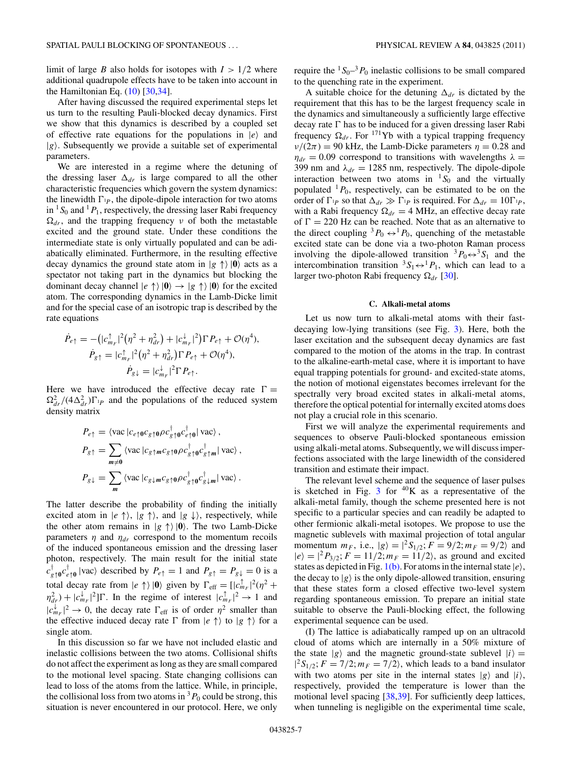limit of large $B$ also holds for isotopes with $I > 1/2$ where additional quadrupole effects have to be taken into account in the Hamiltonian Eq. (10) [30,34].

After having discussed the required experimental steps let us turn to the resulting Pauli-blocked decay dynamics. First we show that this dynamics is described by a coupled set of effective rate equations for the populations in $|e\rangle$ and $|g\rangle$. Subsequently we provide a suitable set of experimental parameters.

We are interested in a regime where the detuning of the dressing laser $\Delta_{dr}$ is large compared to all the other characteristic frequencies which govern the system dynamics: the linewidth $\Gamma_{^1P}$, the dipole-dipole interaction for two atoms in $^1S_0$ and $^1P_1$, respectively, the dressing laser Rabi frequency $\Omega_{dr}$, and the trapping frequency $\nu$ of both the metastable excited and the ground state. Under these conditions the intermediate state is only virtually populated and can be adiabatically eliminated. Furthermore, in the resulting effective decay dynamics the ground state atom in $|g\uparrow\rangle|\mathbf{0}\rangle$ acts as a spectator not taking part in the dynamics but blocking the dominant decay channel $|e\uparrow\rangle|\mathbf{0}\rangle \rightarrow |g\uparrow\rangle|\mathbf{0}\rangle$ for the excited atom. The corresponding dynamics in the Lamb-Dicke limit and for the special case of an isotropic trap is described by the rate equations

$$
\begin{aligned}
\dot{P}_{e\uparrow} &= -\left(|c^{\uparrow}_{m_F}|^2\left(\eta^2 + \eta^2_{dr}\right) + |c^{\downarrow}_{m_F}|^2\right)\Gamma P_{e\uparrow} + \mathcal{O}(\eta^4),\\
\dot{P}_{g\uparrow} &= |c^{\uparrow}_{m_F}|^2\left(\eta^2 + \eta^2_{dr}\right)\Gamma P_{e\uparrow} + \mathcal{O}(\eta^4),\\
\dot{P}_{g\downarrow} &= |c^{\downarrow}_{m_F}|^2\Gamma P_{e\uparrow}.
\end{aligned}
$$

Here we have introduced the effective decay rate $\Gamma = \Omega^2_{dr}/(4\Delta^2_{dr})\Gamma_{^1P}$ and the populations of the reduced system density matrix

$$
\begin{aligned}
P_{e\uparrow} &= \langle \mathrm{vac}\,| c_{e\uparrow\mathbf{0}} c_{g\uparrow\mathbf{0}} \rho c^{\dagger}_{g\uparrow\mathbf{0}} c^{\dagger}_{e\uparrow\mathbf{0}} |\,\mathrm{vac}\rangle\,,\\
P_{g\uparrow} &= \sum_{\mathbf{m}\neq\mathbf{0}} \langle \mathrm{vac}\,| c_{g\uparrow\mathbf{m}} c_{g\uparrow\mathbf{0}} \rho c^{\dagger}_{g\uparrow\mathbf{0}} c^{\dagger}_{g\uparrow\mathbf{m}} |\,\mathrm{vac}\rangle\,,\\
P_{g\downarrow} &= \sum_{\mathbf{m}} \langle \mathrm{vac}\,| c_{g\downarrow\mathbf{m}} c_{g\uparrow\mathbf{0}} \rho c^{\dagger}_{g\uparrow\mathbf{0}} c^{\dagger}_{g\downarrow\mathbf{m}} |\,\mathrm{vac}\rangle\,.
\end{aligned}
$$

The latter describe the probability of finding the initially excited atom in $|e\uparrow\rangle$, $|g\uparrow\rangle$, and $|g\downarrow\rangle$, respectively, while the other atom remains in $|g\uparrow\rangle|\mathbf{0}\rangle$. The two Lamb-Dicke parameters $\eta$ and $\eta_{dr}$ correspond to the momentum recoils of the induced spontaneous emission and the dressing laser photon, respectively. The main result for the initial state $c^{\dagger}_{g\uparrow\mathbf{0}}c^{\dagger}_{e\uparrow\mathbf{0}}|\mathrm{vac}\rangle$ described by $P_{e\uparrow} = 1$ and $P_{g\uparrow} = P_{g\downarrow} = 0$ is a total decay rate from $|e\uparrow\rangle|\mathbf{0}\rangle$ given by $\Gamma_{\mathrm{eff}} = [|c^{\uparrow}_{m_F}|^2(\eta^2 + \eta^2_{dr}) + |c^{\downarrow}_{m_F}|^2]\Gamma$. In the regime of interest $|c^{\uparrow}_{m_F}|^2 \rightarrow 1$ and $|c^{\downarrow}_{m_F}|^2 \rightarrow 0$, the decay rate $\Gamma_{\mathrm{eff}}$ is of order $\eta^2$ smaller than the effective induced decay rate $\Gamma$ from $|e\uparrow\rangle$ to $|g\uparrow\rangle$ for a single atom.

In this discussion so far we have not included elastic and inelastic collisions between the two atoms. Collisional shifts do not affect the experiment as long as they are small compared to the motional level spacing. State changing collisions can lead to loss of the atoms from the lattice. While, in principle, the collisional loss from two atoms in $^3P_0$ could be strong, this situation is never encountered in our protocol. Here, we only require the $^1S_0$–$^3P_0$ inelastic collisions to be small compared to the quenching rate in the experiment.

A suitable choice for the detuning $\Delta_{dr}$ is dictated by the requirement that this has to be the largest frequency scale in the dynamics and simultaneously a sufficiently large effective decay rate $\Gamma$ has to be induced for a given dressing laser Rabi frequency $\Omega_{dr}$. For $^{171}$Yb with a typical trapping frequency $\nu/(2\pi) = 90$ kHz, the Lamb-Dicke parameters $\eta = 0.28$ and $\eta_{dr} = 0.09$ correspond to transitions with wavelengths $\lambda = 399$ nm and $\lambda_{dr} = 1285$ nm, respectively. The dipole-dipole interaction between two atoms in $^1S_0$ and the virtually populated $^1P_0$, respectively, can be estimated to be on the order of $\Gamma_{^1P}$ so that $\Delta_{dr} \gg \Gamma_{^1P}$ is required. For $\Delta_{dr} = 10\Gamma_{^1P}$, with a Rabi frequency $\Omega_{dr} = 4$ MHz, an effective decay rate of $\Gamma = 220$ Hz can be reached. Note that as an alternative to the direct coupling $^3P_0 \leftrightarrow {}^1P_0$, quenching of the metastable excited state can be done via a two-photon Raman process involving the dipole-allowed transition $^3P_0 \leftrightarrow {}^3S_1$ and the intercombination transition $^3S_1 \leftrightarrow {}^1P_1$, which can lead to a larger two-photon Rabi frequency $\Omega_{dr}$ [30].

### C. Alkali-metal atoms

Let us now turn to alkali-metal atoms with their fast-decaying low-lying transitions (see Fig. 3). Here, both the laser excitation and the subsequent decay dynamics are fast compared to the motion of the atoms in the trap. In contrast to the alkaline-earth-metal case, where it is important to have equal trapping potentials for ground- and excited-state atoms, the notion of motional eigenstates becomes irrelevant for the spectrally very broad excited states in alkali-metal atoms, therefore the optical potential for internally excited atoms does not play a crucial role in this scenario.

First we will analyze the experimental requirements and sequences to observe Pauli-blocked spontaneous emission using alkali-metal atoms. Subsequently, we will discuss imperfections associated with the large linewidth of the considered transition and estimate their impact.

The relevant level scheme and the sequence of laser pulses is sketched in Fig. 3 for $^{40}$K as a representative of the alkali-metal family, though the scheme presented here is not specific to a particular species and can readily be adapted to other fermionic alkali-metal isotopes. We propose to use the magnetic sublevels with maximal projection of total angular momentum $m_F$, i.e., $|g\rangle = |^2S_{1/2}; F = 9/2; m_F = 9/2\rangle$ and $|e\rangle = |^2P_{3/2}; F = 11/2; m_F = 11/2\rangle$, as ground and excited states as depicted in Fig. 1(b). For atoms in the internal state $|e\rangle$, the decay to $|g\rangle$ is the only dipole-allowed transition, ensuring that these states form a closed effective two-level system regarding spontaneous emission. To prepare an initial state suitable to observe the Pauli-blocking effect, the following experimental sequence can be used.

(I) The lattice is adiabatically ramped up on an ultracold cloud of atoms which are internally in a 50% mixture of the state $|g\rangle$ and the magnetic ground-state sublevel $|i\rangle = |^2S_{1/2}; F = 7/2; m_F = 7/2\rangle$, which leads to a band insulator with two atoms per site in the internal states $|g\rangle$ and $|i\rangle$, respectively, provided the temperature is lower than the motional level spacing [38,39]. For sufficiently deep lattices, when tunneling is negligible on the experimental time scale,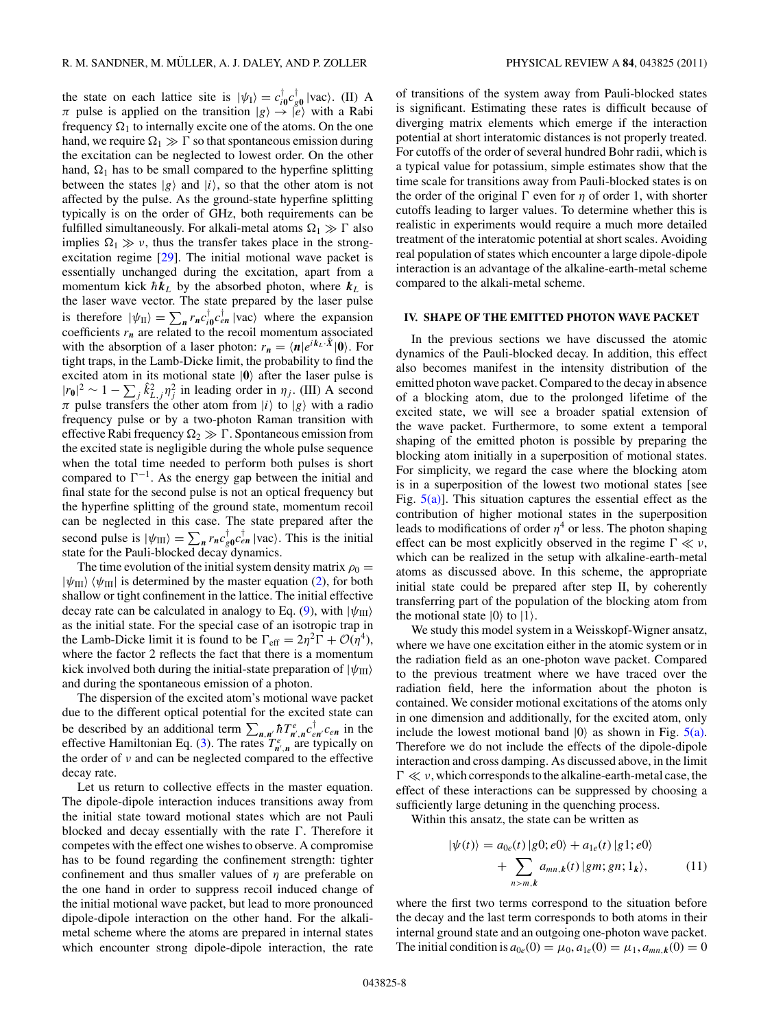the state on each lattice site is $|\psi_{\rm I}\rangle = c^\dagger_{i\mathbf{0}} c^\dagger_{g\mathbf{0}}|\text{vac}\rangle$. (II) A $\pi$ pulse is applied on the transition $|g\rangle \to |e\rangle$ with a Rabi frequency $\Omega_1$ to internally excite one of the atoms. On the one hand, we require $\Omega_1 \gg \Gamma$ so that spontaneous emission during the excitation can be neglected to lowest order. On the other hand, $\Omega_1$ has to be small compared to the hyperfine splitting between the states $|g\rangle$ and $|i\rangle$, so that the other atom is not affected by the pulse. As the ground-state hyperfine splitting typically is on the order of GHz, both requirements can be fulfilled simultaneously. For alkali-metal atoms $\Omega_1 \gg \Gamma$ also implies $\Omega_1 \gg \nu$, thus the transfer takes place in the strong-excitation regime [29]. The initial motional wave packet is essentially unchanged during the excitation, apart from a momentum kick $\hbar \mathbf{k}_L$ by the absorbed photon, where $\mathbf{k}_L$ is the laser wave vector. The state prepared by the laser pulse is therefore $|\psi_{\rm II}\rangle = \sum_{\mathbf{n}} r_{\mathbf{n}} c^\dagger_{i\mathbf{0}} c^\dagger_{e\mathbf{n}}|\text{vac}\rangle$ where the expansion coefficients $r_{\mathbf{n}}$ are related to the recoil momentum associated with the absorption of a laser photon: $r_{\mathbf{n}} = \langle \mathbf{n}|e^{i\mathbf{k}_L\cdot\hat{\mathbf{X}}}|\mathbf{0}\rangle$. For tight traps, in the Lamb-Dicke limit, the probability to find the excited atom in its motional state $|\mathbf{0}\rangle$ after the laser pulse is $|r_{\mathbf{0}}|^2 \sim 1 - \sum_j \hat{k}^2_{L,j}\eta_j^2$ in leading order in $\eta_j$. (III) A second $\pi$ pulse transfers the other atom from $|i\rangle$ to $|g\rangle$ with a radio frequency pulse or by a two-photon Raman transition with effective Rabi frequency $\Omega_2 \gg \Gamma$. Spontaneous emission from the excited state is negligible during the whole pulse sequence when the total time needed to perform both pulses is short compared to $\Gamma^{-1}$. As the energy gap between the initial and final state for the second pulse is not an optical frequency but the hyperfine splitting of the ground state, momentum recoil can be neglected in this case. The state prepared after the second pulse is $|\psi_{\rm III}\rangle = \sum_{\mathbf{n}} r_{\mathbf{n}} c^\dagger_{g\mathbf{0}} c^\dagger_{e\mathbf{n}}|\text{vac}\rangle$. This is the initial state for the Pauli-blocked decay dynamics.

The time evolution of the initial system density matrix $\rho_0 = |\psi_{\rm III}\rangle\langle\psi_{\rm III}|$ is determined by the master equation (2), for both shallow or tight confinement in the lattice. The initial effective decay rate can be calculated in analogy to Eq. (9), with $|\psi_{\rm III}\rangle$ as the initial state. For the special case of an isotropic trap in the Lamb-Dicke limit it is found to be $\Gamma_{\rm eff} = 2\eta^2\Gamma + \mathcal{O}(\eta^4)$, where the factor 2 reflects the fact that there is a momentum kick involved both during the initial-state preparation of $|\psi_{\rm III}\rangle$ and during the spontaneous emission of a photon.

The dispersion of the excited atom's motional wave packet due to the different optical potential for the excited state can be described by an additional term $\sum_{\mathbf{n},\mathbf{n}'} \hbar T^e_{\mathbf{n}',\mathbf{n}} c^\dagger_{e\mathbf{n}'} c_{e\mathbf{n}}$ in the effective Hamiltonian Eq. (3). The rates $T^e_{\mathbf{n}',\mathbf{n}}$ are typically on the order of $\nu$ and can be neglected compared to the effective decay rate.

Let us return to collective effects in the master equation. The dipole-dipole interaction induces transitions away from the initial state toward motional states which are not Pauli blocked and decay essentially with the rate $\Gamma$. Therefore it competes with the effect one wishes to observe. A compromise has to be found regarding the confinement strength: tighter confinement and thus smaller values of $\eta$ are preferable on the one hand in order to suppress recoil induced change of the initial motional wave packet, but lead to more pronounced dipole-dipole interaction on the other hand. For the alkali-metal scheme where the atoms are prepared in internal states which encounter strong dipole-dipole interaction, the rate of transitions of the system away from Pauli-blocked states is significant. Estimating these rates is difficult because of diverging matrix elements which emerge if the interaction potential at short interatomic distances is not properly treated. For cutoffs of the order of several hundred Bohr radii, which is a typical value for potassium, simple estimates show that the time scale for transitions away from Pauli-blocked states is on the order of the original $\Gamma$ even for $\eta$ of order 1, with shorter cutoffs leading to larger values. To determine whether this is realistic in experiments would require a much more detailed treatment of the interatomic potential at short scales. Avoiding real population of states which encounter a large dipole-dipole interaction is an advantage of the alkaline-earth-metal scheme compared to the alkali-metal scheme.

## IV. SHAPE OF THE EMITTED PHOTON WAVE PACKET

In the previous sections we have discussed the atomic dynamics of the Pauli-blocked decay. In addition, this effect also becomes manifest in the intensity distribution of the emitted photon wave packet. Compared to the decay in absence of a blocking atom, due to the prolonged lifetime of the excited state, we will see a broader spatial extension of the wave packet. Furthermore, to some extent a temporal shaping of the emitted photon is possible by preparing the blocking atom initially in a superposition of motional states. For simplicity, we regard the case where the blocking atom is in a superposition of the lowest two motional states [see Fig. 5(a)]. This situation captures the essential effect as the contribution of higher motional states in the superposition leads to modifications of order $\eta^4$ or less. The photon shaping effect can be most explicitly observed in the regime $\Gamma \ll \nu$, which can be realized in the setup with alkaline-earth-metal atoms as discussed above. In this scheme, the appropriate initial state could be prepared after step II, by coherently transferring part of the population of the blocking atom from the motional state $|0\rangle$ to $|1\rangle$.

We study this model system in a Weisskopf-Wigner ansatz, where we have one excitation either in the atomic system or in the radiation field as an one-photon wave packet. Compared to the previous treatment where we have traced over the radiation field, here the information about the photon is contained. We consider motional excitations of the atoms only in one dimension and additionally, for the excited atom, only include the lowest motional band $|0\rangle$ as shown in Fig. 5(a). Therefore we do not include the effects of the dipole-dipole interaction and cross damping. As discussed above, in the limit $\Gamma \ll \nu$, which corresponds to the alkaline-earth-metal case, the effect of these interactions can be suppressed by choosing a sufficiently large detuning in the quenching process.

Within this ansatz, the state can be written as

$$|\psi(t)\rangle = a_{0e}(t)\,|g0;e0\rangle + a_{1e}(t)\,|g1;e0\rangle + \sum_{n>m,\mathbf{k}} a_{mn,\mathbf{k}}(t)\,|gm;gn;1_{\mathbf{k}}\rangle, \tag{11}$$

where the first two terms correspond to the situation before the decay and the last term corresponds to both atoms in their internal ground state and an outgoing one-photon wave packet. The initial condition is $a_{0e}(0) = \mu_0$, $a_{1e}(0) = \mu_1$, $a_{mn,\mathbf{k}}(0) = 0$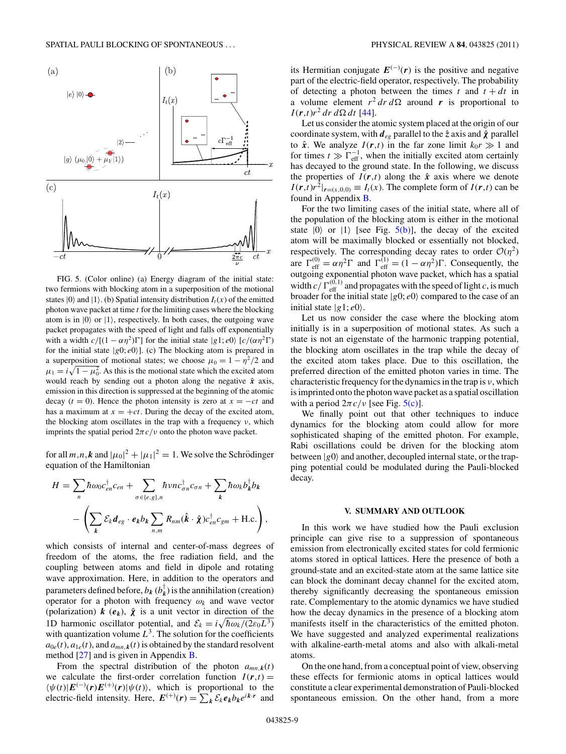FIG. 5. (Color online) (a) Energy diagram of the initial state: two fermions with blocking atom in a superposition of the motional states $|0\rangle$ and $|1\rangle$. (b) Spatial intensity distribution $I_t(x)$ of the emitted photon wave packet at time $t$ for the limiting cases where the blocking atom is in $|0\rangle$ or $|1\rangle$, respectively. In both cases, the outgoing wave packet propagates with the speed of light and falls off exponentially with a width $c/[(1-\alpha\eta^2)\Gamma]$ for the initial state $|g1;e0\rangle$ $[c/(\alpha\eta^2\Gamma)$ for the initial state $|g0;e0\rangle]$. (c) The blocking atom is prepared in a superposition of motional states; we choose $\mu_0 = 1-\eta^2/2$ and $\mu_1 = i\sqrt{1-\mu_0^2}$. As this is the motional state which the excited atom would reach by sending out a photon along the negative $\hat{\boldsymbol{x}}$ axis, emission in this direction is suppressed at the beginning of the atomic decay ($t=0$). Hence the photon intensity is zero at $x=-ct$ and has a maximum at $x=+ct$. During the decay of the excited atom, the blocking atom oscillates in the trap with a frequency $\nu$, which imprints the spatial period $2\pi c/\nu$ onto the photon wave packet.

for all $m,n,\boldsymbol{k}$ and $|\mu_0|^2+|\mu_1|^2=1$. We solve the Schrödinger equation of the Hamiltonian

$$H = \sum_n \hbar\omega_0 c_{en}^\dagger c_{en} + \sum_{\sigma\in\{e,g\},n} \hbar\nu n c_{\sigma n}^\dagger c_{\sigma n} + \sum_{\boldsymbol{k}} \hbar\omega_k b_{\boldsymbol{k}}^\dagger b_{\boldsymbol{k}} - \left(\sum_{\boldsymbol{k}} \mathcal{E}_k \boldsymbol{d}_{eg}\cdot\boldsymbol{e}_{\boldsymbol{k}} b_{\boldsymbol{k}} \sum_{n,m} R_{nm}(\hat{\boldsymbol{k}}\cdot\hat{\boldsymbol{\chi}}) c_{en}^\dagger c_{gm} + \text{H.c.}\right),$$

which consists of internal and center-of-mass degrees of freedom of the atoms, the free radiation field, and the coupling between atoms and field in dipole and rotating wave approximation. Here, in addition to the operators and parameters defined before, $b_{\boldsymbol{k}}$ ($b_{\boldsymbol{k}}^\dagger$) is the annihilation (creation) operator for a photon with frequency $\omega_k$ and wave vector (polarization) $\boldsymbol{k}$ ($\boldsymbol{e}_{\boldsymbol{k}}$), $\hat{\boldsymbol{\chi}}$ is a unit vector in direction of the 1D harmonic oscillator potential, and $\mathcal{E}_k = i\sqrt{\hbar\omega_k/(2\varepsilon_0 L^3)}$ with quantization volume $L^3$. The solution for the coefficients $a_{0e}(t)$, $a_{1e}(t)$, and $a_{mn,\boldsymbol{k}}(t)$ is obtained by the standard resolvent method [27] and is given in Appendix B.

From the spectral distribution of the photon $a_{mn,\boldsymbol{k}}(t)$ we calculate the first-order correlation function $I(\boldsymbol{r},t) = \langle\psi(t)|\boldsymbol{E}^{(-)}(\boldsymbol{r})\boldsymbol{E}^{(+)}(\boldsymbol{r})|\psi(t)\rangle$, which is proportional to the electric-field intensity. Here, $\boldsymbol{E}^{(+)}(\boldsymbol{r}) = \sum_{\boldsymbol{k}} \mathcal{E}_k \boldsymbol{e}_{\boldsymbol{k}} b_{\boldsymbol{k}} e^{i\boldsymbol{k}\cdot\boldsymbol{r}}$ and its Hermitian conjugate $\boldsymbol{E}^{(-)}(\boldsymbol{r})$ is the positive and negative part of the electric-field operator, respectively. The probability of detecting a photon between the times $t$ and $t+dt$ in a volume element $r^2\,dr\,d\Omega$ around $\boldsymbol{r}$ is proportional to $I(\boldsymbol{r},t)r^2\,dr\,d\Omega\,dt$ [44].

Let us consider the atomic system placed at the origin of our coordinate system, with $\boldsymbol{d}_{eg}$ parallel to the $\hat{\boldsymbol{z}}$ axis and $\hat{\boldsymbol{\chi}}$ parallel to $\hat{\boldsymbol{x}}$. We analyze $I(\boldsymbol{r},t)$ in the far zone limit $k_0 r \gg 1$ and for times $t \gg \Gamma_{\text{eff}}^{-1}$, when the initially excited atom certainly has decayed to the ground state. In the following, we discuss the properties of $I(\boldsymbol{r},t)$ along the $\hat{\boldsymbol{x}}$ axis where we denote $I(\boldsymbol{r},t)r^2|_{\boldsymbol{r}=(x,0,0)} \equiv I_t(x)$. The complete form of $I(\boldsymbol{r},t)$ can be found in Appendix B.

For the two limiting cases of the initial state, where all of the population of the blocking atom is either in the motional state $|0\rangle$ or $|1\rangle$ [see Fig. 5(b)], the decay of the excited atom will be maximally blocked or essentially not blocked, respectively. The corresponding decay rates to order $\mathcal{O}(\eta^2)$ are $\Gamma_{\text{eff}}^{(0)} = \alpha\eta^2\Gamma$ and $\Gamma_{\text{eff}}^{(1)} = (1-\alpha\eta^2)\Gamma$. Consequently, the outgoing exponential photon wave packet, which has a spatial width $c/\Gamma_{\text{eff}}^{(0,1)}$ and propagates with the speed of light $c$, is much broader for the initial state $|g0;e0\rangle$ compared to the case of an initial state $|g1;e0\rangle$.

Let us now consider the case where the blocking atom initially is in a superposition of motional states. As such a state is not an eigenstate of the harmonic trapping potential, the blocking atom oscillates in the trap while the decay of the excited atom takes place. Due to this oscillation, the preferred direction of the emitted photon varies in time. The characteristic frequency for the dynamics in the trap is $\nu$, which is imprinted onto the photon wave packet as a spatial oscillation with a period $2\pi c/\nu$ [see Fig. 5(c)].

We finally point out that other techniques to induce dynamics for the blocking atom could allow for more sophisticated shaping of the emitted photon. For example, Rabi oscillations could be driven for the blocking atom between $|g0\rangle$ and another, decoupled internal state, or the trapping potential could be modulated during the Pauli-blocked decay.

## V. SUMMARY AND OUTLOOK

In this work we have studied how the Pauli exclusion principle can give rise to a suppression of spontaneous emission from electronically excited states for cold fermionic atoms stored in optical lattices. Here the presence of both a ground-state and an excited-state atom at the same lattice site can block the dominant decay channel for the excited atom, thereby significantly decreasing the spontaneous emission rate. Complementary to the atomic dynamics we have studied how the decay dynamics in the presence of a blocking atom manifests itself in the characteristics of the emitted photon. We have suggested and analyzed experimental realizations with alkaline-earth-metal atoms and also with alkali-metal atoms.

On the one hand, from a conceptual point of view, observing these effects for fermionic atoms in optical lattices would constitute a clear experimental demonstration of Pauli-blocked spontaneous emission. On the other hand, from a more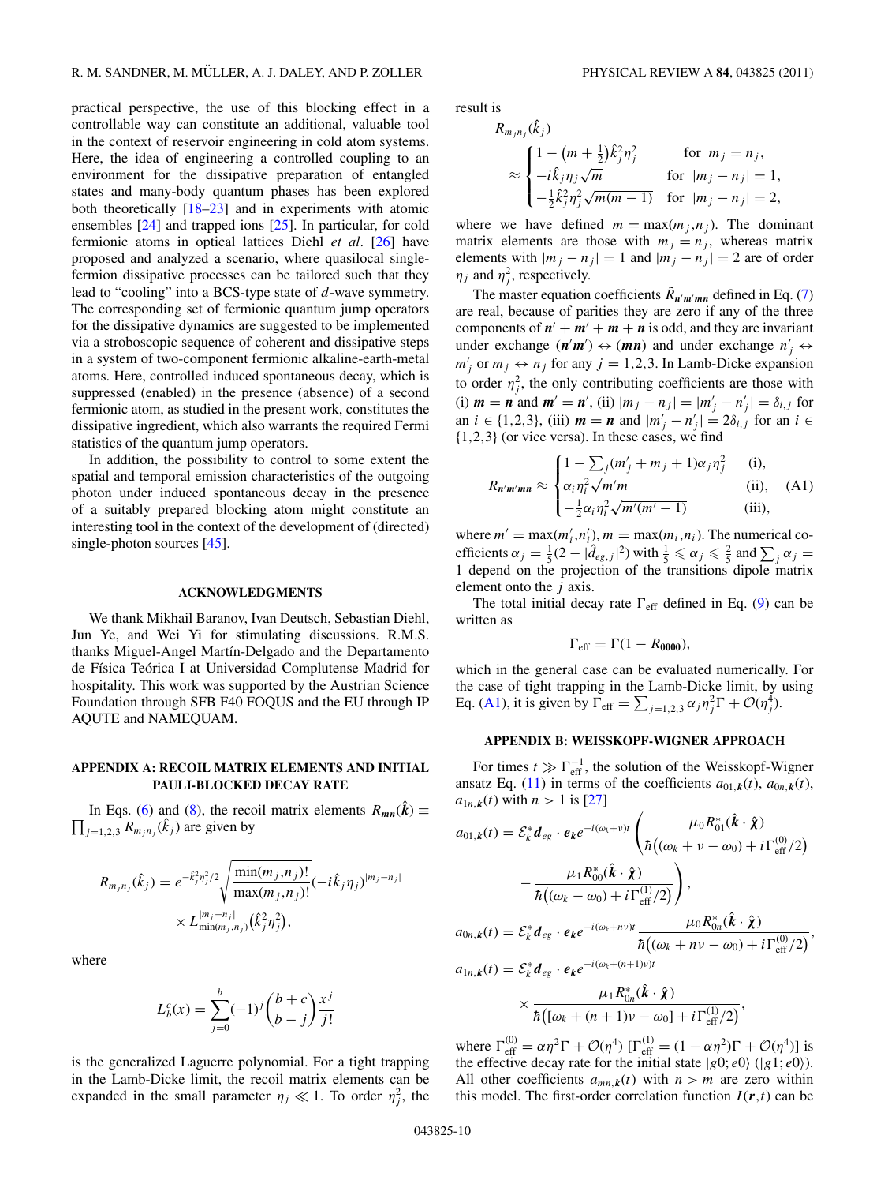practical perspective, the use of this blocking effect in a controllable way can constitute an additional, valuable tool in the context of reservoir engineering in cold atom systems. Here, the idea of engineering a controlled coupling to an environment for the dissipative preparation of entangled states and many-body quantum phases has been explored both theoretically [18–23] and in experiments with atomic ensembles [24] and trapped ions [25]. In particular, for cold fermionic atoms in optical lattices Diehl *et al.* [26] have proposed and analyzed a scenario, where quasilocal single-fermion dissipative processes can be tailored such that they lead to "cooling" into a BCS-type state of $d$-wave symmetry. The corresponding set of fermionic quantum jump operators for the dissipative dynamics are suggested to be implemented via a stroboscopic sequence of coherent and dissipative steps in a system of two-component fermionic alkaline-earth-metal atoms. Here, controlled induced spontaneous decay, which is suppressed (enabled) in the presence (absence) of a second fermionic atom, as studied in the present work, constitutes the dissipative ingredient, which also warrants the required Fermi statistics of the quantum jump operators.

In addition, the possibility to control to some extent the spatial and temporal emission characteristics of the outgoing photon under induced spontaneous decay in the presence of a suitably prepared blocking atom might constitute an interesting tool in the context of the development of (directed) single-photon sources [45].

## ACKNOWLEDGMENTS

We thank Mikhail Baranov, Ivan Deutsch, Sebastian Diehl, Jun Ye, and Wei Yi for stimulating discussions. R.M.S. thanks Miguel-Angel Martín-Delgado and the Departamento de Física Teórica I at Universidad Complutense Madrid for hospitality. This work was supported by the Austrian Science Foundation through SFB F40 FOQUS and the EU through IP AQUTE and NAMEQUAM.

## APPENDIX A: RECOIL MATRIX ELEMENTS AND INITIAL PAULI-BLOCKED DECAY RATE

In Eqs. (6) and (8), the recoil matrix elements $R_{\boldsymbol{mn}}(\hat{\boldsymbol{k}}) \equiv \prod_{j=1,2,3} R_{m_j n_j}(\hat{k}_j)$ are given by

$$R_{m_j n_j}(\hat{k}_j) = e^{-\hat{k}_j^2\eta_j^2/2}\sqrt{\frac{\min(m_j,n_j)!}{\max(m_j,n_j)!}}(-i\hat{k}_j\eta_j)^{|m_j-n_j|} \times L^{|m_j-n_j|}_{\min(m_j,n_j)}\big(\hat{k}_j^2\eta_j^2\big),$$

where

$$L^c_b(x) = \sum_{j=0}^{b}(-1)^j\binom{b+c}{b-j}\frac{x^j}{j!}$$

is the generalized Laguerre polynomial. For a tight trapping in the Lamb-Dicke limit, the recoil matrix elements can be expanded in the small parameter $\eta_j \ll 1$. To order $\eta_j^2$, the result is

$$R_{m_j n_j}(\hat{k}_j) \approx \begin{cases} 1-\big(m+\frac{1}{2}\big)\hat{k}_j^2\eta_j^2 & \text{for } m_j = n_j, \\ -i\hat{k}_j\eta_j\sqrt{m} & \text{for } |m_j-n_j|=1, \\ -\frac{1}{2}\hat{k}_j^2\eta_j^2\sqrt{m(m-1)} & \text{for } |m_j-n_j|=2, \end{cases}$$

where we have defined $m = \max(m_j,n_j)$. The dominant matrix elements are those with $m_j = n_j$, whereas matrix elements with $|m_j - n_j| = 1$ and $|m_j - n_j| = 2$ are of order $\eta_j$ and $\eta_j^2$, respectively.

The master equation coefficients $\tilde{R}_{\boldsymbol{n'm'mn}}$ defined in Eq. (7) are real, because of parities they are zero if any of the three components of $\boldsymbol{n'}+\boldsymbol{m'}+\boldsymbol{m}+\boldsymbol{n}$ is odd, and they are invariant under exchange $(\boldsymbol{n'm'}) \leftrightarrow (\boldsymbol{mn})$ and under exchange $n'_j \leftrightarrow m'_j$ or $m_j \leftrightarrow n_j$ for any $j=1,2,3$. In Lamb-Dicke expansion to order $\eta_j^2$, the only contributing coefficients are those with (i) $\boldsymbol{m}=\boldsymbol{n}$ and $\boldsymbol{m'}=\boldsymbol{n'}$, (ii) $|m_j-n_j| = |m'_j-n'_j| = \delta_{i,j}$ for an $i\in\{1,2,3\}$, (iii) $\boldsymbol{m}=\boldsymbol{n}$ and $|m'_j-n'_j| = 2\delta_{i,j}$ for an $i\in\{1,2,3\}$ (or vice versa). In these cases, we find

$$R_{\boldsymbol{n'm'mn}} \approx \begin{cases} 1-\sum_j(m'_j+m_j+1)\alpha_j\eta_j^2 & \text{(i)}, \\ \alpha_i\eta_i^2\sqrt{m'm} & \text{(ii)}, \\ -\frac{1}{2}\alpha_i\eta_i^2\sqrt{m'(m'-1)} & \text{(iii)}, \end{cases} \tag{A1}$$

where $m' = \max(m'_i,n'_i)$, $m=\max(m_i,n_i)$. The numerical coefficients $\alpha_j = \frac{1}{5}(2-|\hat{d}_{eg,j}|^2)$ with $\frac{1}{5}\leqslant\alpha_j\leqslant\frac{2}{5}$ and $\sum_j\alpha_j = 1$ depend on the projection of the transitions dipole matrix element onto the $j$ axis.

The total initial decay rate $\Gamma_{\text{eff}}$ defined in Eq. (9) can be written as

$$\Gamma_{\text{eff}} = \Gamma(1-R_{\boldsymbol{0000}}),$$

which in the general case can be evaluated numerically. For the case of tight trapping in the Lamb-Dicke limit, by using Eq. (A1), it is given by $\Gamma_{\text{eff}} = \sum_{j=1,2,3}\alpha_j\eta_j^2\Gamma + \mathcal{O}(\eta_j^4)$.

## APPENDIX B: WEISSKOPF-WIGNER APPROACH

For times $t \gg \Gamma_{\text{eff}}^{-1}$, the solution of the Weisskopf-Wigner ansatz Eq. (11) in terms of the coefficients $a_{01,\boldsymbol{k}}(t)$, $a_{0n,\boldsymbol{k}}(t)$, $a_{1n,\boldsymbol{k}}(t)$ with $n>1$ is [27]

$$a_{01,\boldsymbol{k}}(t) = \mathcal{E}_k^*\boldsymbol{d}_{eg}\cdot\boldsymbol{e}_{\boldsymbol{k}}e^{-i(\omega_k+\nu)t}\left(\frac{\mu_0 R_{01}^*(\hat{\boldsymbol{k}}\cdot\hat{\boldsymbol{\chi}})}{\hbar\big((\omega_k+\nu-\omega_0)+i\Gamma_{\text{eff}}^{(0)}/2\big)} - \frac{\mu_1 R_{00}^*(\hat{\boldsymbol{k}}\cdot\hat{\boldsymbol{\chi}})}{\hbar\big((\omega_k-\omega_0)+i\Gamma_{\text{eff}}^{(1)}/2\big)}\right),$$

$$a_{0n,\boldsymbol{k}}(t) = \mathcal{E}_k^*\boldsymbol{d}_{eg}\cdot\boldsymbol{e}_{\boldsymbol{k}}e^{-i(\omega_k+n\nu)t}\frac{\mu_0 R_{0n}^*(\hat{\boldsymbol{k}}\cdot\hat{\boldsymbol{\chi}})}{\hbar\big((\omega_k+n\nu-\omega_0)+i\Gamma_{\text{eff}}^{(0)}/2\big)},$$

$$a_{1n,\boldsymbol{k}}(t) = \mathcal{E}_k^*\boldsymbol{d}_{eg}\cdot\boldsymbol{e}_{\boldsymbol{k}}e^{-i(\omega_k+(n+1)\nu)t} \times \frac{\mu_1 R_{0n}^*(\hat{\boldsymbol{k}}\cdot\hat{\boldsymbol{\chi}})}{\hbar\big([\omega_k+(n+1)\nu-\omega_0]+i\Gamma_{\text{eff}}^{(1)}/2\big)},$$

where $\Gamma_{\text{eff}}^{(0)} = \alpha\eta^2\Gamma+\mathcal{O}(\eta^4)$ $[\Gamma_{\text{eff}}^{(1)} = (1-\alpha\eta^2)\Gamma+\mathcal{O}(\eta^4)]$ is the effective decay rate for the initial state $|g0;e0\rangle$ $(|g1;e0\rangle)$. All other coefficients $a_{mn,\boldsymbol{k}}(t)$ with $n>m$ are zero within this model. The first-order correlation function $I(\boldsymbol{r},t)$ can be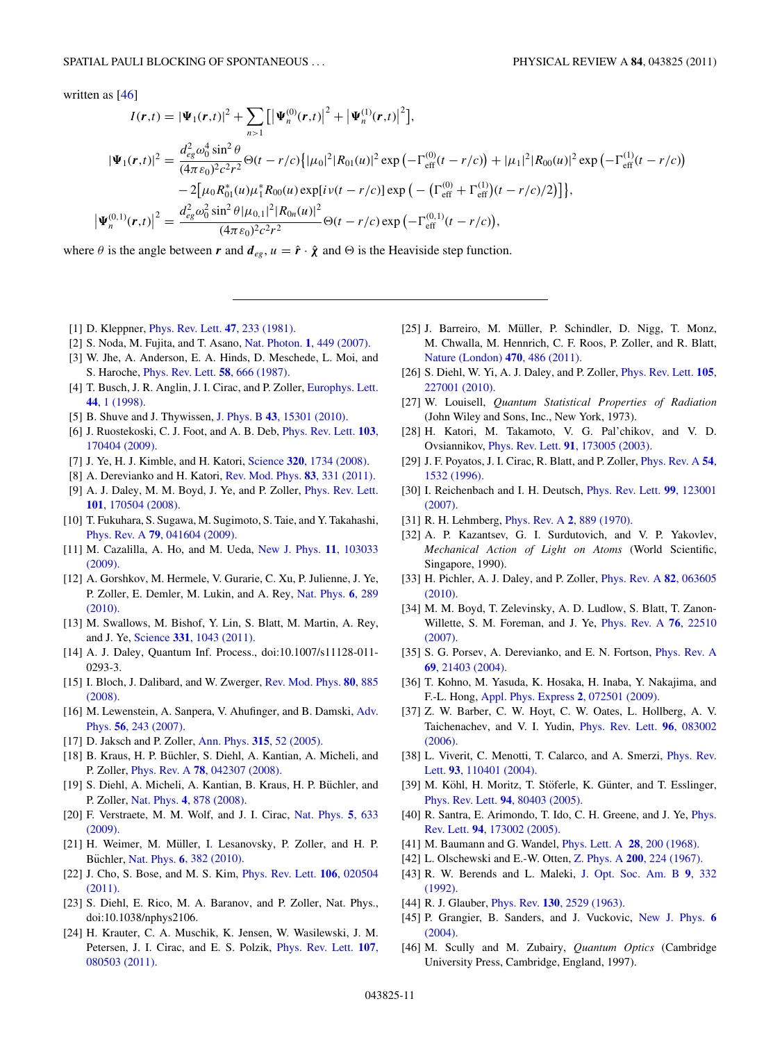written as [46]

$$I(\boldsymbol{r},t) = |\boldsymbol{\Psi}_1(\boldsymbol{r},t)|^2 + \sum_{n>1}\left[\left|\boldsymbol{\Psi}_n^{(0)}(\boldsymbol{r},t)\right|^2 + \left|\boldsymbol{\Psi}_n^{(1)}(\boldsymbol{r},t)\right|^2\right],$$

$$|\boldsymbol{\Psi}_1(\boldsymbol{r},t)|^2 = \frac{d_{eg}^2\omega_0^4\sin^2\theta}{(4\pi\varepsilon_0)^2c^2r^2}\Theta(t-r/c)\left\{|\mu_0|^2|R_{01}(u)|^2\exp\left(-\Gamma_{\rm eff}^{(0)}(t-r/c)\right) + |\mu_1|^2|R_{00}(u)|^2\exp\left(-\Gamma_{\rm eff}^{(1)}(t-r/c)\right)\right.$$
$$\left. -2\left[\mu_0 R_{01}^*(u)\mu_1^* R_{00}(u)\exp[i\nu(t-r/c)]\exp\left(-\left(\Gamma_{\rm eff}^{(0)}+\Gamma_{\rm eff}^{(1)}\right)(t-r/c)/2\right)\right]\right\},$$

$$\left|\boldsymbol{\Psi}_n^{(0,1)}(\boldsymbol{r},t)\right|^2 = \frac{d_{eg}^2\omega_0^2\sin^2\theta|\mu_{0,1}|^2|R_{0n}(u)|^2}{(4\pi\varepsilon_0)^2c^2r^2}\Theta(t-r/c)\exp\left(-\Gamma_{\rm eff}^{(0,1)}(t-r/c)\right),$$

where $\theta$ is the angle between $\boldsymbol{r}$ and $\boldsymbol{d}_{eg}$, $u = \hat{\boldsymbol{r}}\cdot\hat{\boldsymbol{\chi}}$ and $\Theta$ is the Heaviside step function.

---

[1] D. Kleppner, Phys. Rev. Lett. **47**, 233 (1981).
[2] S. Noda, M. Fujita, and T. Asano, Nat. Photon. **1**, 449 (2007).
[3] W. Jhe, A. Anderson, E. A. Hinds, D. Meschede, L. Moi, and S. Haroche, Phys. Rev. Lett. **58**, 666 (1987).
[4] T. Busch, J. R. Anglin, J. I. Cirac, and P. Zoller, Europhys. Lett. **44**, 1 (1998).
[5] B. Shuve and J. Thywissen, J. Phys. B **43**, 15301 (2010).
[6] J. Ruostekoski, C. J. Foot, and A. B. Deb, Phys. Rev. Lett. **103**, 170404 (2009).
[7] J. Ye, H. J. Kimble, and H. Katori, Science **320**, 1734 (2008).
[8] A. Derevianko and H. Katori, Rev. Mod. Phys. **83**, 331 (2011).
[9] A. J. Daley, M. M. Boyd, J. Ye, and P. Zoller, Phys. Rev. Lett. **101**, 170504 (2008).
[10] T. Fukuhara, S. Sugawa, M. Sugimoto, S. Taie, and Y. Takahashi, Phys. Rev. A **79**, 041604 (2009).
[11] M. Cazalilla, A. Ho, and M. Ueda, New J. Phys. **11**, 103033 (2009).
[12] A. Gorshkov, M. Hermele, V. Gurarie, C. Xu, P. Julienne, J. Ye, P. Zoller, E. Demler, M. Lukin, and A. Rey, Nat. Phys. **6**, 289 (2010).
[13] M. Swallows, M. Bishof, Y. Lin, S. Blatt, M. Martin, A. Rey, and J. Ye, Science **331**, 1043 (2011).
[14] A. J. Daley, Quantum Inf. Process., doi:10.1007/s11128-011-0293-3.
[15] I. Bloch, J. Dalibard, and W. Zwerger, Rev. Mod. Phys. **80**, 885 (2008).
[16] M. Lewenstein, A. Sanpera, V. Ahufinger, and B. Damski, Adv. Phys. **56**, 243 (2007).
[17] D. Jaksch and P. Zoller, Ann. Phys. **315**, 52 (2005).
[18] B. Kraus, H. P. Büchler, S. Diehl, A. Kantian, A. Micheli, and P. Zoller, Phys. Rev. A **78**, 042307 (2008).
[19] S. Diehl, A. Micheli, A. Kantian, B. Kraus, H. P. Büchler, and P. Zoller, Nat. Phys. **4**, 878 (2008).
[20] F. Verstraete, M. M. Wolf, and J. I. Cirac, Nat. Phys. **5**, 633 (2009).
[21] H. Weimer, M. Müller, I. Lesanovsky, P. Zoller, and H. P. Büchler, Nat. Phys. **6**, 382 (2010).
[22] J. Cho, S. Bose, and M. S. Kim, Phys. Rev. Lett. **106**, 020504 (2011).
[23] S. Diehl, E. Rico, M. A. Baranov, and P. Zoller, Nat. Phys., doi:10.1038/nphys2106.
[24] H. Krauter, C. A. Muschik, K. Jensen, W. Wasilewski, J. M. Petersen, J. I. Cirac, and E. S. Polzik, Phys. Rev. Lett. **107**, 080503 (2011).
[25] J. Barreiro, M. Müller, P. Schindler, D. Nigg, T. Monz, M. Chwalla, M. Hennrich, C. F. Roos, P. Zoller, and R. Blatt, Nature (London) **470**, 486 (2011).
[26] S. Diehl, W. Yi, A. J. Daley, and P. Zoller, Phys. Rev. Lett. **105**, 227001 (2010).
[27] W. Louisell, *Quantum Statistical Properties of Radiation* (John Wiley and Sons, Inc., New York, 1973).
[28] H. Katori, M. Takamoto, V. G. Pal'chikov, and V. D. Ovsiannikov, Phys. Rev. Lett. **91**, 173005 (2003).
[29] J. F. Poyatos, J. I. Cirac, R. Blatt, and P. Zoller, Phys. Rev. A **54**, 1532 (1996).
[30] I. Reichenbach and I. H. Deutsch, Phys. Rev. Lett. **99**, 123001 (2007).
[31] R. H. Lehmberg, Phys. Rev. A **2**, 889 (1970).
[32] A. P. Kazantsev, G. I. Surdutovich, and V. P. Yakovlev, *Mechanical Action of Light on Atoms* (World Scientific, Singapore, 1990).
[33] H. Pichler, A. J. Daley, and P. Zoller, Phys. Rev. A **82**, 063605 (2010).
[34] M. M. Boyd, T. Zelevinsky, A. D. Ludlow, S. Blatt, T. Zanon-Willette, S. M. Foreman, and J. Ye, Phys. Rev. A **76**, 22510 (2007).
[35] S. G. Porsev, A. Derevianko, and E. N. Fortson, Phys. Rev. A **69**, 21403 (2004).
[36] T. Kohno, M. Yasuda, K. Hosaka, H. Inaba, Y. Nakajima, and F.-L. Hong, Appl. Phys. Express **2**, 072501 (2009).
[37] Z. W. Barber, C. W. Hoyt, C. W. Oates, L. Hollberg, A. V. Taichenachev, and V. I. Yudin, Phys. Rev. Lett. **96**, 083002 (2006).
[38] L. Viverit, C. Menotti, T. Calarco, and A. Smerzi, Phys. Rev. Lett. **93**, 110401 (2004).
[39] M. Köhl, H. Moritz, T. Stöferle, K. Günter, and T. Esslinger, Phys. Rev. Lett. **94**, 80403 (2005).
[40] R. Santra, E. Arimondo, T. Ido, C. H. Greene, and J. Ye, Phys. Rev. Lett. **94**, 173002 (2005).
[41] M. Baumann and G. Wandel, Phys. Lett. A **28**, 200 (1968).
[42] L. Olschewski and E.-W. Otten, Z. Phys. A **200**, 224 (1967).
[43] R. W. Berends and L. Maleki, J. Opt. Soc. Am. B **9**, 332 (1992).
[44] R. J. Glauber, Phys. Rev. **130**, 2529 (1963).
[45] P. Grangier, B. Sanders, and J. Vuckovic, New J. Phys. **6** (2004).
[46] M. Scully and M. Zubairy, *Quantum Optics* (Cambridge University Press, Cambridge, England, 1997).